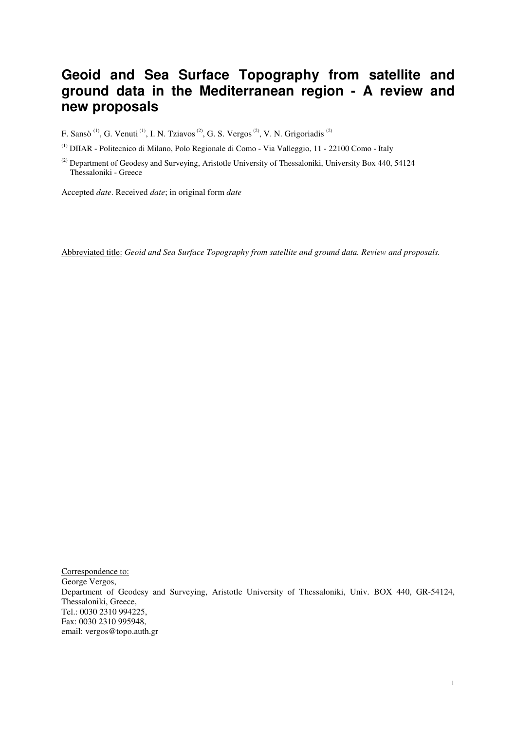# Geoid and Sea Surface Topography from satellite and ground data in the Mediterranean region - A review and new proposals

F. Sansò [(1)], G. Venuti [(1)], I. N. Tziavos [(2)], G. S. Vergos [(2)], V. N. Grigoriadis [(2)]

[(1)] DIIAR - Politecnico di Milano, Polo Regionale di Como - Via Valleggio, 11 - 22100 Como - Italy

[(2)] Department of Geodesy and Surveying, Aristotle University of Thessaloniki, University Box 440, 54124 Thessaloniki - Greece

Accepted *date*. Received *date*; in original form *date*

Abbreviated title: *Geoid and Sea Surface Topography from satellite and ground data. Review and proposals.*

Correspondence to:
George Vergos,
Department of Geodesy and Surveying, Aristotle University of Thessaloniki, Univ. BOX 440, GR-54124, Thessaloniki, Greece,
Tel.: 0030 2310 994225,
Fax: 0030 2310 995948,
email: vergos@topo.auth.gr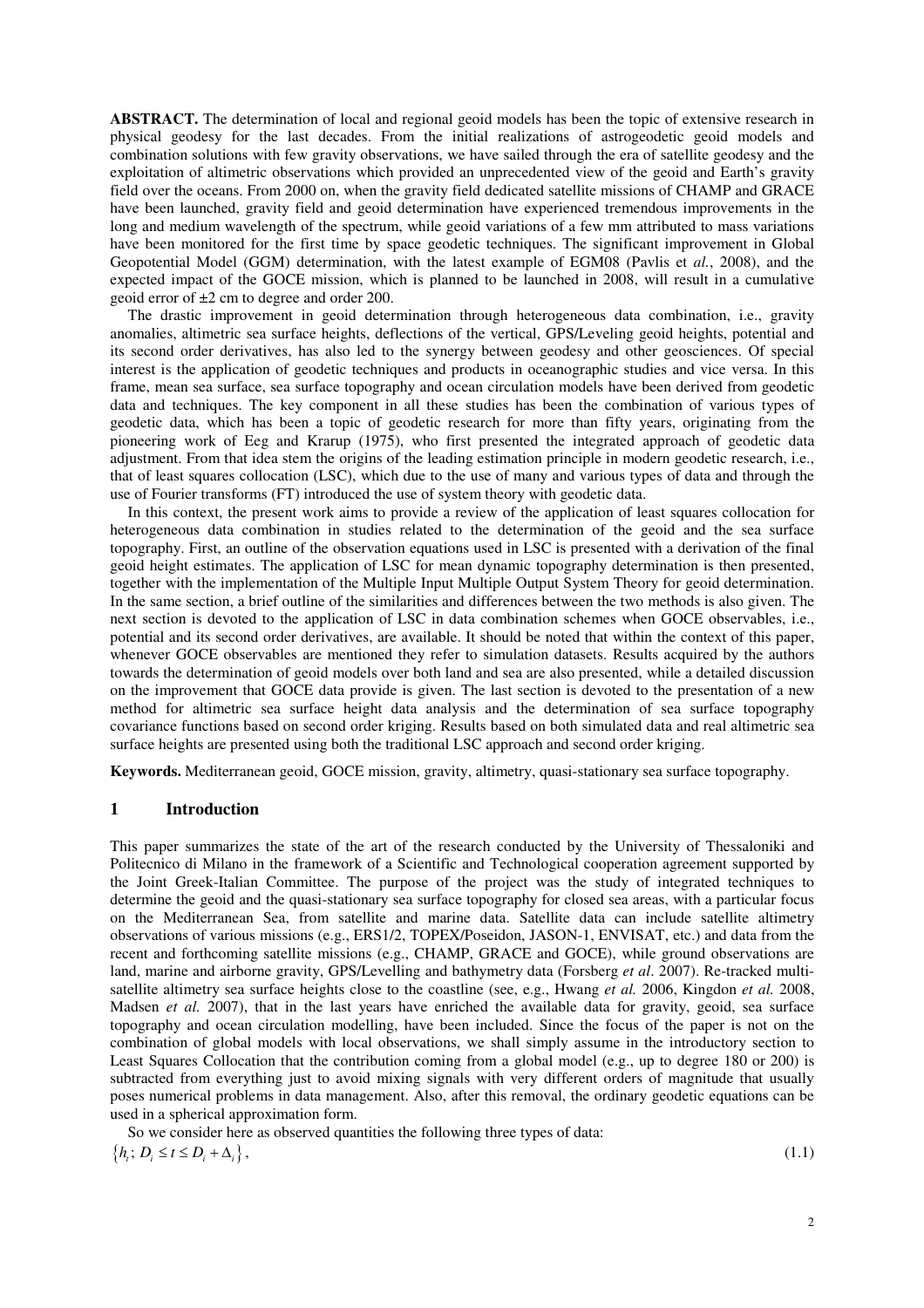**ABSTRACT.** The determination of local and regional geoid models has been the topic of extensive research in physical geodesy for the last decades. From the initial realizations of astrogeodetic geoid models and combination solutions with few gravity observations, we have sailed through the era of satellite geodesy and the exploitation of altimetric observations which provided an unprecedented view of the geoid and Earth's gravity field over the oceans. From 2000 on, when the gravity field dedicated satellite missions of CHAMP and GRACE have been launched, gravity field and geoid determination have experienced tremendous improvements in the long and medium wavelength of the spectrum, while geoid variations of a few mm attributed to mass variations have been monitored for the first time by space geodetic techniques. The significant improvement in Global Geopotential Model (GGM) determination, with the latest example of EGM08 (Pavlis et *al.*, 2008), and the expected impact of the GOCE mission, which is planned to be launched in 2008, will result in a cumulative geoid error of ±2 cm to degree and order 200.

The drastic improvement in geoid determination through heterogeneous data combination, i.e., gravity anomalies, altimetric sea surface heights, deflections of the vertical, GPS/Leveling geoid heights, potential and its second order derivatives, has also led to the synergy between geodesy and other geosciences. Of special interest is the application of geodetic techniques and products in oceanographic studies and vice versa. In this frame, mean sea surface, sea surface topography and ocean circulation models have been derived from geodetic data and techniques. The key component in all these studies has been the combination of various types of geodetic data, which has been a topic of geodetic research for more than fifty years, originating from the pioneering work of Eeg and Krarup (1975), who first presented the integrated approach of geodetic data adjustment. From that idea stem the origins of the leading estimation principle in modern geodetic research, i.e., that of least squares collocation (LSC), which due to the use of many and various types of data and through the use of Fourier transforms (FT) introduced the use of system theory with geodetic data.

In this context, the present work aims to provide a review of the application of least squares collocation for heterogeneous data combination in studies related to the determination of the geoid and the sea surface topography. First, an outline of the observation equations used in LSC is presented with a derivation of the final geoid height estimates. The application of LSC for mean dynamic topography determination is then presented, together with the implementation of the Multiple Input Multiple Output System Theory for geoid determination. In the same section, a brief outline of the similarities and differences between the two methods is also given. The next section is devoted to the application of LSC in data combination schemes when GOCE observables, i.e., potential and its second order derivatives, are available. It should be noted that within the context of this paper, whenever GOCE observables are mentioned they refer to simulation datasets. Results acquired by the authors towards the determination of geoid models over both land and sea are also presented, while a detailed discussion on the improvement that GOCE data provide is given. The last section is devoted to the presentation of a new method for altimetric sea surface height data analysis and the determination of sea surface topography covariance functions based on second order kriging. Results based on both simulated data and real altimetric sea surface heights are presented using both the traditional LSC approach and second order kriging.

**Keywords.** Mediterranean geoid, GOCE mission, gravity, altimetry, quasi-stationary sea surface topography.

## 1 Introduction

This paper summarizes the state of the art of the research conducted by the University of Thessaloniki and Politecnico di Milano in the framework of a Scientific and Technological cooperation agreement supported by the Joint Greek-Italian Committee. The purpose of the project was the study of integrated techniques to determine the geoid and the quasi-stationary sea surface topography for closed sea areas, with a particular focus on the Mediterranean Sea, from satellite and marine data. Satellite data can include satellite altimetry observations of various missions (e.g., ERS1/2, TOPEX/Poseidon, JASON-1, ENVISAT, etc.) and data from the recent and forthcoming satellite missions (e.g., CHAMP, GRACE and GOCE), while ground observations are land, marine and airborne gravity, GPS/Levelling and bathymetry data (Forsberg *et al*. 2007). Re-tracked multi-satellite altimetry sea surface heights close to the coastline (see, e.g., Hwang *et al.* 2006, Kingdon *et al.* 2008, Madsen *et al.* 2007), that in the last years have enriched the available data for gravity, geoid, sea surface topography and ocean circulation modelling, have been included. Since the focus of the paper is not on the combination of global models with local observations, we shall simply assume in the introductory section to Least Squares Collocation that the contribution coming from a global model (e.g., up to degree 180 or 200) is subtracted from everything just to avoid mixing signals with very different orders of magnitude that usually poses numerical problems in data management. Also, after this removal, the ordinary geodetic equations can be used in a spherical approximation form.

So we consider here as observed quantities the following three types of data:

$$\left\{h_i;\, D_i \le t \le D_i + \Delta_i\right\}, \tag{1.1}$$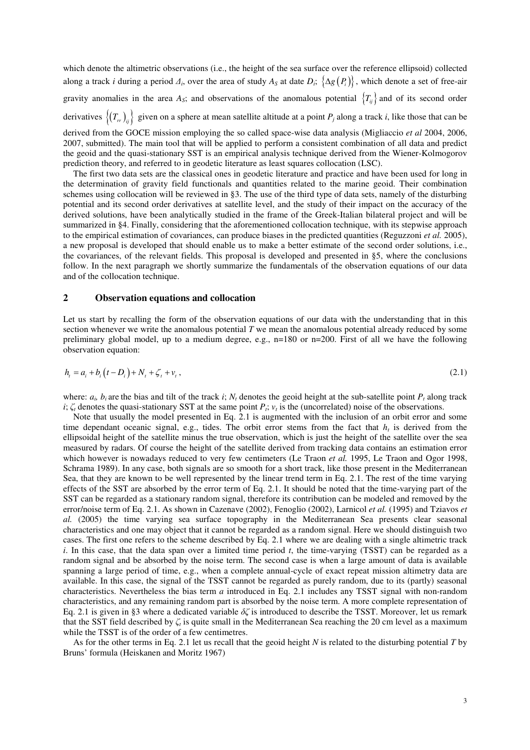which denote the altimetric observations (i.e., the height of the sea surface over the reference ellipsoid) collected along a track $i$ during a period $\Delta_i$, over the area of study $A_S$ at date $D_i$; $\{\Delta g(P_t)\}$, which denote a set of free-air gravity anomalies in the area $A_S$; and observations of the anomalous potential $\{T_{ij}\}$ and of its second order derivatives $\{(T_{rr})_{ij}\}$ given on a sphere at mean satellite altitude at a point $P_j$ along a track $i$, like those that can be derived from the GOCE mission employing the so called space-wise data analysis (Migliaccio *et al* 2004, 2006, 2007, submitted). The main tool that will be applied to perform a consistent combination of all data and predict the geoid and the quasi-stationary SST is an empirical analysis technique derived from the Wiener-Kolmogorov prediction theory, and referred to in geodetic literature as least squares collocation (LSC).

The first two data sets are the classical ones in geodetic literature and practice and have been used for long in the determination of gravity field functionals and quantities related to the marine geoid. Their combination schemes using collocation will be reviewed in §3. The use of the third type of data sets, namely of the disturbing potential and its second order derivatives at satellite level, and the study of their impact on the accuracy of the derived solutions, have been analytically studied in the frame of the Greek-Italian bilateral project and will be summarized in §4. Finally, considering that the aforementioned collocation technique, with its stepwise approach to the empirical estimation of covariances, can produce biases in the predicted quantities (Reguzzoni *et al.* 2005), a new proposal is developed that should enable us to make a better estimate of the second order solutions, i.e., the covariances, of the relevant fields. This proposal is developed and presented in §5, where the conclusions follow. In the next paragraph we shortly summarize the fundamentals of the observation equations of our data and of the collocation technique.

## 2 Observation equations and collocation

Let us start by recalling the form of the observation equations of our data with the understanding that in this section whenever we write the anomalous potential $T$ we mean the anomalous potential already reduced by some preliminary global model, up to a medium degree, e.g., n=180 or n=200. First of all we have the following observation equation:

$$h_t = a_i + b_i\left(t - D_i\right) + N_t + \zeta_t + v_t \,, \tag{2.1}$$

where: $a_i$, $b_i$ are the bias and tilt of the track $i$; $N_t$ denotes the geoid height at the sub-satellite point $P_t$ along track $i$; $\zeta_t$ denotes the quasi-stationary SST at the same point $P_t$; $v_t$ is the (uncorrelated) noise of the observations.

Note that usually the model presented in Eq. 2.1 is augmented with the inclusion of an orbit error and some time dependant oceanic signal, e.g., tides. The orbit error stems from the fact that $h_t$ is derived from the ellipsoidal height of the satellite minus the true observation, which is just the height of the satellite over the sea measured by radars. Of course the height of the satellite derived from tracking data contains an estimation error which however is nowadays reduced to very few centimeters (Le Traon *et al.* 1995, Le Traon and Ogor 1998, Schrama 1989). In any case, both signals are so smooth for a short track, like those present in the Mediterranean Sea, that they are known to be well represented by the linear trend term in Eq. 2.1. The rest of the time varying effects of the SST are absorbed by the error term of Eq. 2.1. It should be noted that the time-varying part of the SST can be regarded as a stationary random signal, therefore its contribution can be modeled and removed by the error/noise term of Eq. 2.1. As shown in Cazenave (2002), Fenoglio (2002), Larnicol *et al.* (1995) and Tziavos *et al.* (2005) the time varying sea surface topography in the Mediterranean Sea presents clear seasonal characteristics and one may object that it cannot be regarded as a random signal. Here we should distinguish two cases. The first one refers to the scheme described by Eq. 2.1 where we are dealing with a single altimetric track $i$. In this case, that the data span over a limited time period $t$, the time-varying (TSST) can be regarded as a random signal and be absorbed by the noise term. The second case is when a large amount of data is available spanning a large period of time, e.g., when a complete annual-cycle of exact repeat mission altimetry data are available. In this case, the signal of the TSST cannot be regarded as purely random, due to its (partly) seasonal characteristics. Nevertheless the bias term $a$ introduced in Eq. 2.1 includes any TSST signal with non-random characteristics, and any remaining random part is absorbed by the noise term. A more complete representation of Eq. 2.1 is given in §3 where a dedicated variable $\delta\zeta$ is introduced to describe the TSST. Moreover, let us remark that the SST field described by $\zeta_t$ is quite small in the Mediterranean Sea reaching the 20 cm level as a maximum while the TSST is of the order of a few centimetres.

As for the other terms in Eq. 2.1 let us recall that the geoid height $N$ is related to the disturbing potential $T$ by Bruns' formula (Heiskanen and Moritz 1967)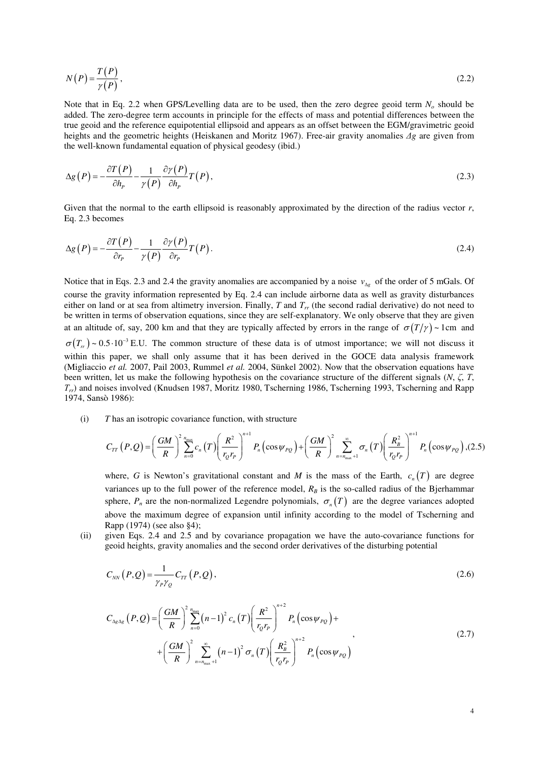$$N\left(P\right)=\frac{T\left(P\right)}{\gamma\left(P\right)}, \tag{2.2}$$

Note that in Eq. 2.2 when GPS/Levelling data are to be used, then the zero degree geoid term $N_o$ should be added. The zero-degree term accounts in principle for the effects of mass and potential differences between the true geoid and the reference equipotential ellipsoid and appears as an offset between the EGM/gravimetric geoid heights and the geometric heights (Heiskanen and Moritz 1967). Free-air gravity anomalies $\Delta g$ are given from the well-known fundamental equation of physical geodesy (ibid.)

$$\Delta g\left(P\right)=-\frac{\partial T\left(P\right)}{\partial h_P}-\frac{1}{\gamma\left(P\right)}\frac{\partial \gamma\left(P\right)}{\partial h_P}T\left(P\right), \tag{2.3}$$

Given that the normal to the earth ellipsoid is reasonably approximated by the direction of the radius vector $r$, Eq. 2.3 becomes

$$\Delta g\left(P\right)=-\frac{\partial T\left(P\right)}{\partial r_P}-\frac{1}{\gamma\left(P\right)}\frac{\partial \gamma\left(P\right)}{\partial r_P}T\left(P\right). \tag{2.4}$$

Notice that in Eqs. 2.3 and 2.4 the gravity anomalies are accompanied by a noise $v_{\Delta g}$ of the order of 5 mGals. Of course the gravity information represented by Eq. 2.4 can include airborne data as well as gravity disturbances either on land or at sea from altimetry inversion. Finally, $T$ and $T_{rr}$ (the second radial derivative) do not need to be written in terms of observation equations, since they are self-explanatory. We only observe that they are given at an altitude of, say, 200 km and that they are typically affected by errors in the range of $\sigma\left(T/\gamma\right)\sim 1\text{cm}$ and $\sigma\left(T_{rr}\right)\sim 0.5\cdot 10^{-3}$ E.U. The common structure of these data is of utmost importance; we will not discuss it within this paper, we shall only assume that it has been derived in the GOCE data analysis framework (Migliaccio *et al.* 2007, Pail 2003, Rummel *et al.* 2004, Sünkel 2002). Now that the observation equations have been written, let us make the following hypothesis on the covariance structure of the different signals ($N$, $\zeta$, $T$, $T_{rr}$) and noises involved (Knudsen 1987, Moritz 1980, Tscherning 1986, Tscherning 1993, Tscherning and Rapp 1974, Sansò 1986):

(i) $T$ has an isotropic covariance function, with structure

$$C_{TT}\left(P,Q\right)=\left(\frac{GM}{R}\right)^2\sum_{n=0}^{n_{\max}}c_n\left(T\right)\left(\frac{R^2}{r_Q r_P}\right)^{n+1}P_n\left(\cos\psi_{PQ}\right)+\left(\frac{GM}{R}\right)^2\sum_{n=n_{\max}+1}^{\infty}\sigma_n\left(T\right)\left(\frac{R_B^2}{r_Q r_P}\right)^{n+1}P_n\left(\cos\psi_{PQ}\right), \tag{2.5}$$

where, $G$ is Newton's gravitational constant and $M$ is the mass of the Earth, $c_n\left(T\right)$ are degree variances up to the full power of the reference model, $R_B$ is the so-called radius of the Bjerhammar sphere, $P_n$ are the non-normalized Legendre polynomials, $\sigma_n\left(T\right)$ are the degree variances adopted above the maximum degree of expansion until infinity according to the model of Tscherning and Rapp (1974) (see also §4);

(ii) given Eqs. 2.4 and 2.5 and by covariance propagation we have the auto-covariance functions for geoid heights, gravity anomalies and the second order derivatives of the disturbing potential

$$C_{NN}\left(P,Q\right)=\frac{1}{\gamma_P\gamma_Q}C_{TT}\left(P,Q\right), \tag{2.6}$$

$$C_{\Delta g\Delta g}\left(P,Q\right)=\left(\frac{GM}{R}\right)^2\sum_{n=0}^{n_{\max}}\left(n-1\right)^2c_n\left(T\right)\left(\frac{R^2}{r_Q r_P}\right)^{n+2}P_n\left(\cos\psi_{PQ}\right)+\left(\frac{GM}{R}\right)^2\sum_{n=n_{\max}+1}^{\infty}\left(n-1\right)^2\sigma_n\left(T\right)\left(\frac{R_B^2}{r_Q r_P}\right)^{n+2}P_n\left(\cos\psi_{PQ}\right), \tag{2.7}$$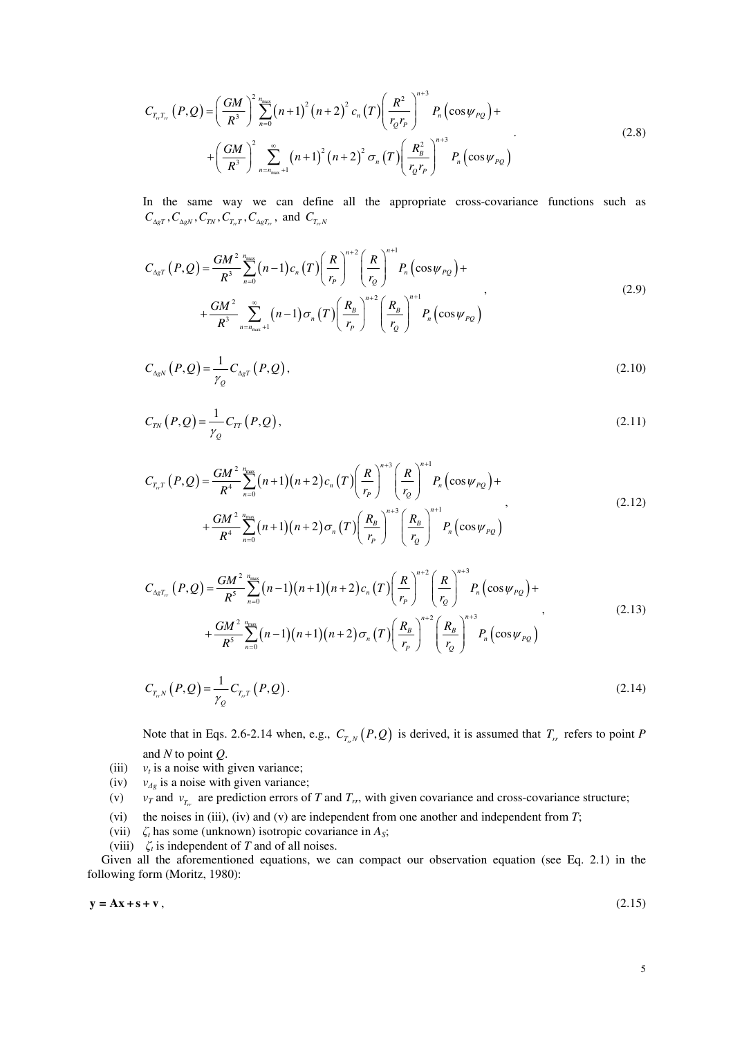$$
C_{T_{rr}T_{rr}}\left(P,Q\right)=\left(\frac{GM}{R^{3}}\right)^{2}\sum_{n=0}^{n_{\max}}\left(n+1\right)^{2}\left(n+2\right)^{2}c_{n}\left(T\right)\left(\frac{R^{2}}{r_{Q}r_{P}}\right)^{n+3}P_{n}\left(\cos\psi_{PQ}\right)+ \\
+\left(\frac{GM}{R^{3}}\right)^{2}\sum_{n=n_{\max}+1}^{\infty}\left(n+1\right)^{2}\left(n+2\right)^{2}\sigma_{n}\left(T\right)\left(\frac{R_{B}^{2}}{r_{Q}r_{P}}\right)^{n+3}P_{n}\left(\cos\psi_{PQ}\right). \tag{2.8}
$$

In the same way we can define all the appropriate cross-covariance functions such as $C_{\Delta gT}, C_{\Delta gN}, C_{TN}, C_{T_{rr}T}, C_{\Delta gT_{rr}}$, and $C_{T_{rr}N}$

$$
C_{\Delta gT}\left(P,Q\right)=\frac{GM^{2}}{R^{3}}\sum_{n=0}^{n_{\max}}\left(n-1\right)c_{n}\left(T\right)\left(\frac{R}{r_{P}}\right)^{n+2}\left(\frac{R}{r_{Q}}\right)^{n+1}P_{n}\left(\cos\psi_{PQ}\right)+ \\
+\frac{GM^{2}}{R^{3}}\sum_{n=n_{\max}+1}^{\infty}\left(n-1\right)\sigma_{n}\left(T\right)\left(\frac{R_{B}}{r_{P}}\right)^{n+2}\left(\frac{R_{B}}{r_{Q}}\right)^{n+1}P_{n}\left(\cos\psi_{PQ}\right), \tag{2.9}
$$

$$
C_{\Delta gN}\left(P,Q\right)=\frac{1}{\gamma_{Q}}C_{\Delta gT}\left(P,Q\right), \tag{2.10}
$$

$$
C_{TN}\left(P,Q\right)=\frac{1}{\gamma_{Q}}C_{TT}\left(P,Q\right), \tag{2.11}
$$

$$
C_{T_{rr}T}\left(P,Q\right)=\frac{GM^{2}}{R^{4}}\sum_{n=0}^{n_{\max}}\left(n+1\right)\left(n+2\right)c_{n}\left(T\right)\left(\frac{R}{r_{P}}\right)^{n+3}\left(\frac{R}{r_{Q}}\right)^{n+1}P_{n}\left(\cos\psi_{PQ}\right)+ \\
+\frac{GM^{2}}{R^{4}}\sum_{n=0}^{n_{\max}}\left(n+1\right)\left(n+2\right)\sigma_{n}\left(T\right)\left(\frac{R_{B}}{r_{P}}\right)^{n+3}\left(\frac{R_{B}}{r_{Q}}\right)^{n+1}P_{n}\left(\cos\psi_{PQ}\right), \tag{2.12}
$$

$$
C_{\Delta gT_{rr}}\left(P,Q\right)=\frac{GM^{2}}{R^{5}}\sum_{n=0}^{n_{\max}}\left(n-1\right)\left(n+1\right)\left(n+2\right)c_{n}\left(T\right)\left(\frac{R}{r_{P}}\right)^{n+2}\left(\frac{R}{r_{Q}}\right)^{n+3}P_{n}\left(\cos\psi_{PQ}\right)+ \\
+\frac{GM^{2}}{R^{5}}\sum_{n=0}^{n_{\max}}\left(n-1\right)\left(n+1\right)\left(n+2\right)\sigma_{n}\left(T\right)\left(\frac{R_{B}}{r_{P}}\right)^{n+2}\left(\frac{R_{B}}{r_{Q}}\right)^{n+3}P_{n}\left(\cos\psi_{PQ}\right), \tag{2.13}
$$

$$
C_{T_{rr}N}\left(P,Q\right)=\frac{1}{\gamma_{Q}}C_{T_{rr}T}\left(P,Q\right). \tag{2.14}
$$

Note that in Eqs. 2.6-2.14 when, e.g., $C_{T_{rr}N}\left(P,Q\right)$ is derived, it is assumed that $T_{rr}$ refers to point $P$ and $N$ to point $Q$.

(iii) $v_t$ is a noise with given variance;

(iv) $v_{\Delta g}$ is a noise with given variance;

(v) $v_T$ and $v_{T_{rr}}$ are prediction errors of $T$ and $T_{rr}$, with given covariance and cross-covariance structure;

(vi) the noises in (iii), (iv) and (v) are independent from one another and independent from $T$;

(vii) $\zeta_t$ has some (unknown) isotropic covariance in $A_S$;

(viii) $\zeta_t$ is independent of $T$ and of all noises.

Given all the aforementioned equations, we can compact our observation equation (see Eq. 2.1) in the following form (Moritz, 1980):

$$
\mathbf{y}=\mathbf{A}\mathbf{x}+\mathbf{s}+\mathbf{v}, \tag{2.15}
$$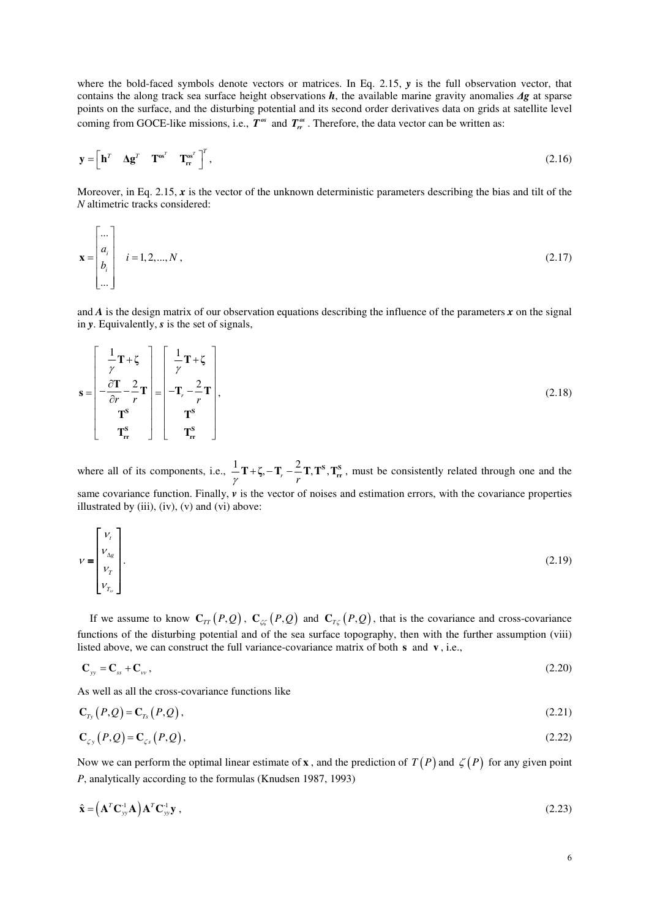where the bold-faced symbols denote vectors or matrices. In Eq. 2.15, $\boldsymbol{y}$ is the full observation vector, that contains the along track sea surface height observations $\boldsymbol{h}$, the available marine gravity anomalies $\boldsymbol{\Delta g}$ at sparse points on the surface, and the disturbing potential and its second order derivatives data on grids at satellite level coming from GOCE-like missions, i.e., $\boldsymbol{T}^{os}$ and $\boldsymbol{T}_{rr}^{os}$. Therefore, the data vector can be written as:

$$\mathbf{y} = \left[ \mathbf{h}^T \quad \mathbf{\Delta g}^T \quad \mathbf{T}^{\mathbf{os}^T} \quad \mathbf{T}_{\mathbf{rr}}^{\mathbf{os}^T} \right]^T , \tag{2.16}$$

Moreover, in Eq. 2.15, $\boldsymbol{x}$ is the vector of the unknown deterministic parameters describing the bias and tilt of the $N$ altimetric tracks considered:

$$\mathbf{x} = \begin{bmatrix} \ldots \\ a_i \\ b_i \\ \ldots \end{bmatrix} \quad i = 1, 2, \ldots, N , \tag{2.17}$$

and $\boldsymbol{A}$ is the design matrix of our observation equations describing the influence of the parameters $\boldsymbol{x}$ on the signal in $\boldsymbol{y}$. Equivalently, $\boldsymbol{s}$ is the set of signals,

$$\mathbf{s} = \begin{bmatrix} \frac{1}{\gamma}\mathbf{T} + \zeta \\ -\frac{\partial \mathbf{T}}{\partial r} - \frac{2}{r}\mathbf{T} \\ \mathbf{T}^{\mathbf{S}} \\ \mathbf{T}_{\mathbf{rr}}^{\mathbf{S}} \end{bmatrix} = \begin{bmatrix} \frac{1}{\gamma}\mathbf{T} + \zeta \\ -\mathbf{T}_r - \frac{2}{r}\mathbf{T} \\ \mathbf{T}^{\mathbf{S}} \\ \mathbf{T}_{\mathbf{rr}}^{\mathbf{S}} \end{bmatrix} , \tag{2.18}$$

where all of its components, i.e., $\frac{1}{\gamma}\mathbf{T} + \zeta, -\mathbf{T}_r - \frac{2}{r}\mathbf{T}, \mathbf{T}^{\mathbf{S}}, \mathbf{T}_{\mathbf{rr}}^{\mathbf{S}}$, must be consistently related through one and the same covariance function. Finally, $\boldsymbol{v}$ is the vector of noises and estimation errors, with the covariance properties illustrated by (iii), (iv), (v) and (vi) above:

$$\nu = \begin{bmatrix} \nu_t \\ \nu_{\Delta g} \\ \nu_T \\ \nu_{T_{rr}} \end{bmatrix} . \tag{2.19}$$

If we assume to know $\mathbf{C}_{TT}(P,Q)$, $\mathbf{C}_{\zeta\zeta}(P,Q)$ and $\mathbf{C}_{T\zeta}(P,Q)$, that is the covariance and cross-covariance functions of the disturbing potential and of the sea surface topography, then with the further assumption (viii) listed above, we can construct the full variance-covariance matrix of both $\mathbf{s}$ and $\mathbf{v}$, i.e.,

$$\mathbf{C}_{yy} = \mathbf{C}_{ss} + \mathbf{C}_{vv} , \tag{2.20}$$

As well as all the cross-covariance functions like

$$\mathbf{C}_{Ty}(P,Q) = \mathbf{C}_{Ts}(P,Q) , \tag{2.21}$$

$$\mathbf{C}_{\zeta y}(P,Q) = \mathbf{C}_{\zeta s}(P,Q) , \tag{2.22}$$

Now we can perform the optimal linear estimate of $\mathbf{x}$, and the prediction of $T(P)$ and $\zeta(P)$ for any given point $P$, analytically according to the formulas (Knudsen 1987, 1993)

$$\hat{\mathbf{x}} = \left( \mathbf{A}^T \mathbf{C}_{yy}^{-1} \mathbf{A} \right) \mathbf{A}^T \mathbf{C}_{yy}^{-1} \mathbf{y} , \tag{2.23}$$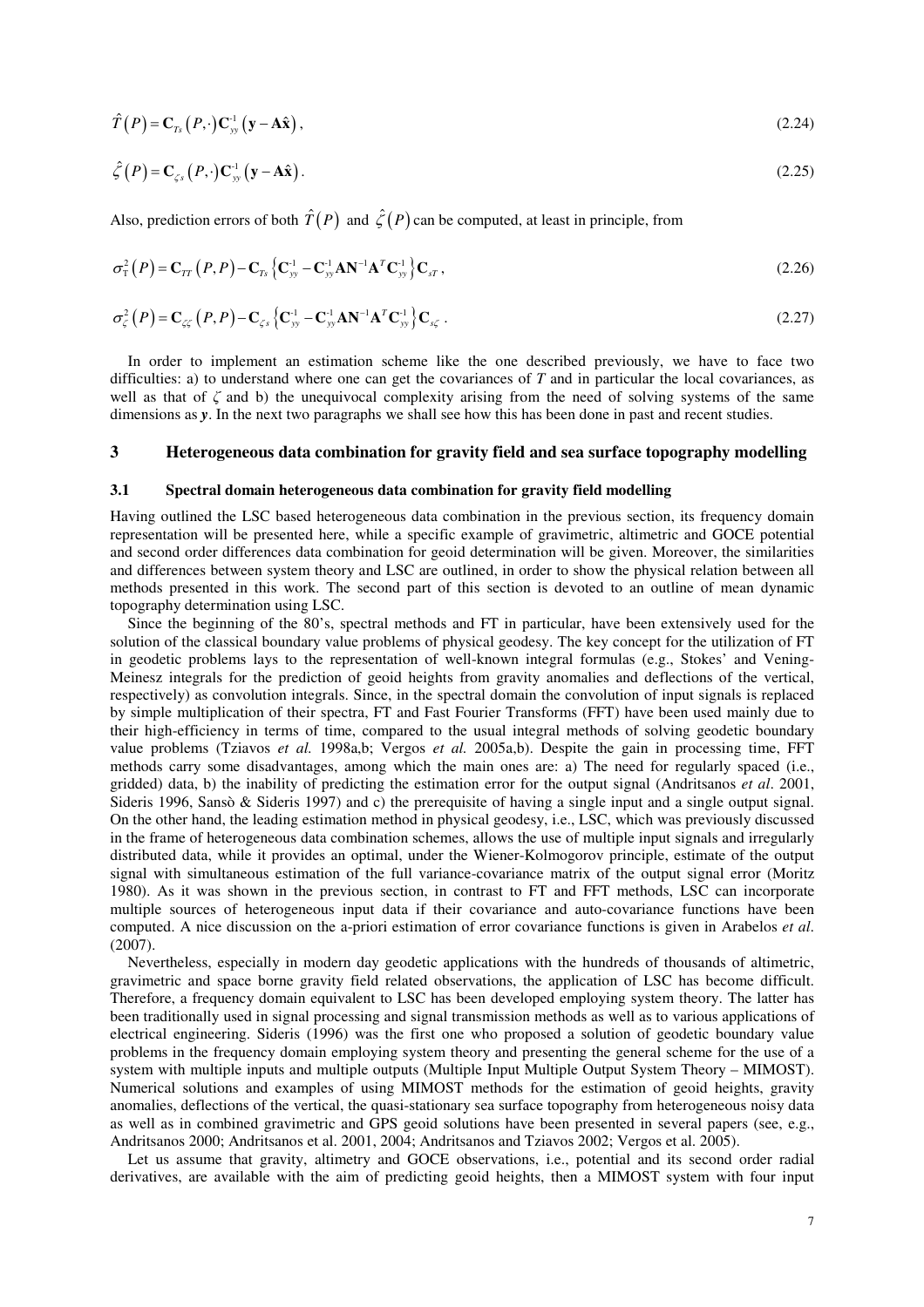$$\hat{T}(P) = \mathbf{C}_{Ts}(P,\cdot)\mathbf{C}_{yy}^{-1}(\mathbf{y} - \mathbf{A}\hat{\mathbf{x}}), \tag{2.24}$$

$$\hat{\zeta}(P) = \mathbf{C}_{\zeta s}(P,\cdot)\mathbf{C}_{yy}^{-1}(\mathbf{y} - \mathbf{A}\hat{\mathbf{x}}). \tag{2.25}$$

Also, prediction errors of both $\hat{T}(P)$ and $\hat{\zeta}(P)$ can be computed, at least in principle, from

$$\sigma_{T}^{2}(P) = \mathbf{C}_{TT}(P,P) - \mathbf{C}_{Ts}\left\{\mathbf{C}_{yy}^{-1} - \mathbf{C}_{yy}^{-1}\mathbf{A}\mathbf{N}^{-1}\mathbf{A}^{T}\mathbf{C}_{yy}^{-1}\right\}\mathbf{C}_{sT}, \tag{2.26}$$

$$\sigma_{\zeta}^{2}(P) = \mathbf{C}_{\zeta\zeta}(P,P) - \mathbf{C}_{\zeta s}\left\{\mathbf{C}_{yy}^{-1} - \mathbf{C}_{yy}^{-1}\mathbf{A}\mathbf{N}^{-1}\mathbf{A}^{T}\mathbf{C}_{yy}^{-1}\right\}\mathbf{C}_{s\zeta}. \tag{2.27}$$

In order to implement an estimation scheme like the one described previously, we have to face two difficulties: a) to understand where one can get the covariances of $T$ and in particular the local covariances, as well as that of $\zeta$ and b) the unequivocal complexity arising from the need of solving systems of the same dimensions as $\boldsymbol{y}$. In the next two paragraphs we shall see how this has been done in past and recent studies.

## 3 Heterogeneous data combination for gravity field and sea surface topography modelling

### 3.1 Spectral domain heterogeneous data combination for gravity field modelling

Having outlined the LSC based heterogeneous data combination in the previous section, its frequency domain representation will be presented here, while a specific example of gravimetric, altimetric and GOCE potential and second order differences data combination for geoid determination will be given. Moreover, the similarities and differences between system theory and LSC are outlined, in order to show the physical relation between all methods presented in this work. The second part of this section is devoted to an outline of mean dynamic topography determination using LSC.

Since the beginning of the 80's, spectral methods and FT in particular, have been extensively used for the solution of the classical boundary value problems of physical geodesy. The key concept for the utilization of FT in geodetic problems lays to the representation of well-known integral formulas (e.g., Stokes' and Vening-Meinesz integrals for the prediction of geoid heights from gravity anomalies and deflections of the vertical, respectively) as convolution integrals. Since, in the spectral domain the convolution of input signals is replaced by simple multiplication of their spectra, FT and Fast Fourier Transforms (FFT) have been used mainly due to their high-efficiency in terms of time, compared to the usual integral methods of solving geodetic boundary value problems (Tziavos *et al.* 1998a,b; Vergos *et al.* 2005a,b). Despite the gain in processing time, FFT methods carry some disadvantages, among which the main ones are: a) The need for regularly spaced (i.e., gridded) data, b) the inability of predicting the estimation error for the output signal (Andritsanos *et al*. 2001, Sideris 1996, Sansò & Sideris 1997) and c) the prerequisite of having a single input and a single output signal. On the other hand, the leading estimation method in physical geodesy, i.e., LSC, which was previously discussed in the frame of heterogeneous data combination schemes, allows the use of multiple input signals and irregularly distributed data, while it provides an optimal, under the Wiener-Kolmogorov principle, estimate of the output signal with simultaneous estimation of the full variance-covariance matrix of the output signal error (Moritz 1980). As it was shown in the previous section, in contrast to FT and FFT methods, LSC can incorporate multiple sources of heterogeneous input data if their covariance and auto-covariance functions have been computed. A nice discussion on the a-priori estimation of error covariance functions is given in Arabelos *et al*. (2007).

Nevertheless, especially in modern day geodetic applications with the hundreds of thousands of altimetric, gravimetric and space borne gravity field related observations, the application of LSC has become difficult. Therefore, a frequency domain equivalent to LSC has been developed employing system theory. The latter has been traditionally used in signal processing and signal transmission methods as well as to various applications of electrical engineering. Sideris (1996) was the first one who proposed a solution of geodetic boundary value problems in the frequency domain employing system theory and presenting the general scheme for the use of a system with multiple inputs and multiple outputs (Multiple Input Multiple Output System Theory – MIMOST). Numerical solutions and examples of using MIMOST methods for the estimation of geoid heights, gravity anomalies, deflections of the vertical, the quasi-stationary sea surface topography from heterogeneous noisy data as well as in combined gravimetric and GPS geoid solutions have been presented in several papers (see, e.g., Andritsanos 2000; Andritsanos et al. 2001, 2004; Andritsanos and Tziavos 2002; Vergos et al. 2005).

Let us assume that gravity, altimetry and GOCE observations, i.e., potential and its second order radial derivatives, are available with the aim of predicting geoid heights, then a MIMOST system with four input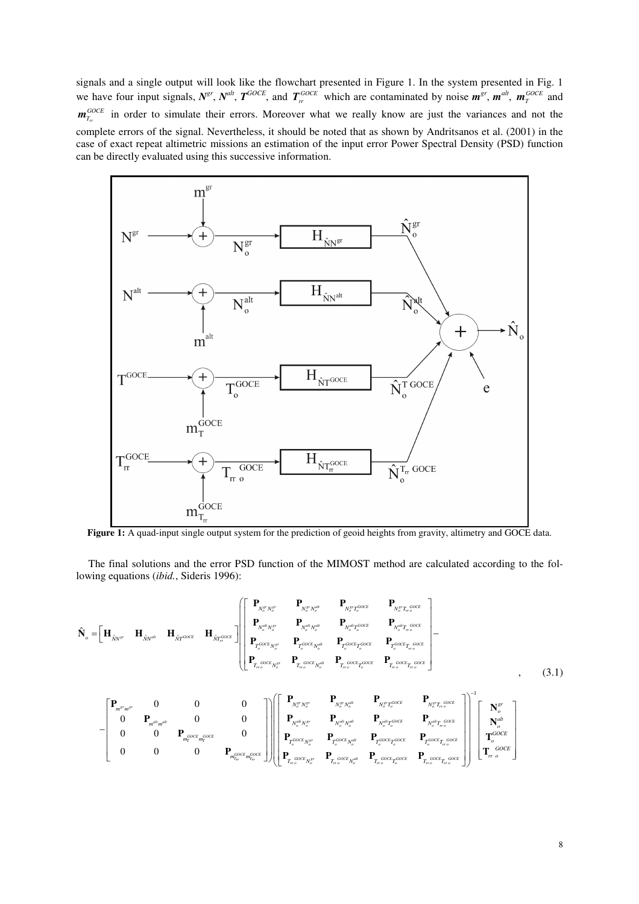signals and a single output will look like the flowchart presented in Figure 1. In the system presented in Fig. 1 we have four input signals, $\boldsymbol{N}^{gr}$, $\boldsymbol{N}^{alt}$, $\boldsymbol{T}^{GOCE}$, and $\boldsymbol{T}_{rr}^{GOCE}$ which are contaminated by noise $\boldsymbol{m}^{gr}$, $\boldsymbol{m}^{alt}$, $\boldsymbol{m}_{T}^{GOCE}$ and $\boldsymbol{m}_{T_{rr}}^{GOCE}$ in order to simulate their errors. Moreover what we really know are just the variances and not the complete errors of the signal. Nevertheless, it should be noted that as shown by Andritsanos et al. (2001) in the case of exact repeat altimetric missions an estimation of the input error Power Spectral Density (PSD) function can be directly evaluated using this successive information.

m^gr

N^gr

N_o^gr

H_{ŃN^gr}

N̂_o^gr

N^alt

N_o^alt

H_{ŃN^alt}

N̂_o^alt

m^alt

T^GOCE

T_o^GOCE

H_{ŃT^GOCE}

N̂_o^{T GOCE}

m_T^GOCE

T_rr^GOCE

T_{rr o}^GOCE

H_{ŃT_rr^GOCE}

N̂_o^{T_rr GOCE}

m_{T_rr}^GOCE

+

e

N̂_o

**Figure 1:** A quad-input single output system for the prediction of geoid heights from gravity, altimetry and GOCE data.

The final solutions and the error PSD function of the MIMOST method are calculated according to the following equations (*ibid.*, Sideris 1996):

$$
\hat{\mathbf{N}}_o = \begin{bmatrix} \mathbf{H}_{\hat{N}N^{gr}} & \mathbf{H}_{\hat{N}N^{alt}} & \mathbf{H}_{\hat{N}T^{GOCE}} & \mathbf{H}_{\hat{N}T_{rr}^{GOCE}} \end{bmatrix} \left( \begin{bmatrix} \mathbf{P}_{N_o^{gr}N_o^{gr}} & \mathbf{P}_{N_o^{gr}N_o^{alt}} & \mathbf{P}_{N_o^{gr}T_o^{GOCE}} & \mathbf{P}_{N_o^{gr}T_{rr\,o}^{GOCE}} \\ \mathbf{P}_{N_o^{alt}N_o^{gr}} & \mathbf{P}_{N_o^{alt}N_o^{alt}} & \mathbf{P}_{N_o^{alt}T_o^{GOCE}} & \mathbf{P}_{N_o^{alt}T_{rr\,o}^{GOCE}} \\ \mathbf{P}_{T_o^{GOCE}N_o^{gr}} & \mathbf{P}_{T_o^{GOCE}N_o^{alt}} & \mathbf{P}_{T_o^{GOCE}T_o^{GOCE}} & \mathbf{P}_{T_o^{GOCE}T_{rr\,o}^{GOCE}} \\ \mathbf{P}_{T_{rr\,o}^{GOCE}N_o^{gr}} & \mathbf{P}_{T_{rr\,o}^{GOCE}N_o^{alt}} & \mathbf{P}_{T_{rr\,o}^{GOCE}T_o^{GOCE}} & \mathbf{P}_{T_{rr\,o}^{GOCE}T_{rr\,o}^{GOCE}} \end{bmatrix} - \right. \quad , \tag{3.1}
$$

$$
\left. - \begin{bmatrix} \mathbf{P}_{m^{gr}m^{gr}} & 0 & 0 & 0 \\ 0 & \mathbf{P}_{m^{alt}m^{alt}} & 0 & 0 \\ 0 & 0 & \mathbf{P}_{m_T^{GOCE}m_T^{GOCE}} & 0 \\ 0 & 0 & 0 & \mathbf{P}_{m_{T_{rr}}^{GOCE}m_{T_{rr}}^{GOCE}} \end{bmatrix} \right) \left( \begin{bmatrix} \mathbf{P}_{N_o^{gr}N_o^{gr}} & \mathbf{P}_{N_o^{gr}N_o^{alt}} & \mathbf{P}_{N_o^{gr}T_o^{GOCE}} & \mathbf{P}_{N_o^{gr}T_{rr\,o}^{GOCE}} \\ \mathbf{P}_{N_o^{alt}N_o^{gr}} & \mathbf{P}_{N_o^{alt}N_o^{alt}} & \mathbf{P}_{N_o^{alt}T_o^{GOCE}} & \mathbf{P}_{N_o^{alt}T_{rr\,o}^{GOCE}} \\ \mathbf{P}_{T_o^{GOCE}N_o^{gr}} & \mathbf{P}_{T_o^{GOCE}N_o^{alt}} & \mathbf{P}_{T_o^{GOCE}T_o^{GOCE}} & \mathbf{P}_{T_o^{GOCE}T_{rr\,o}^{GOCE}} \\ \mathbf{P}_{T_{rr\,o}^{GOCE}N_o^{gr}} & \mathbf{P}_{T_{rr\,o}^{GOCE}N_o^{alt}} & \mathbf{P}_{T_{rr\,o}^{GOCE}T_o^{GOCE}} & \mathbf{P}_{T_{rr\,o}^{GOCE}T_{rr\,o}^{GOCE}} \end{bmatrix} \right)^{-1} \begin{bmatrix} \mathbf{N}_o^{gr} \\ \mathbf{N}_o^{alt} \\ \mathbf{T}_o^{GOCE} \\ \mathbf{T}_{rr\,o}^{GOCE} \end{bmatrix}
$$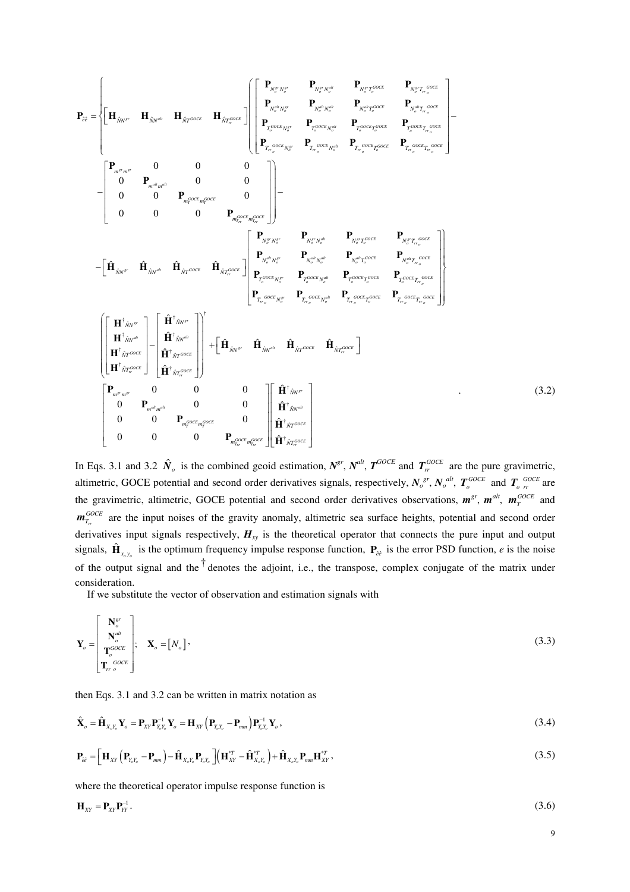$$
\mathbf{P}_{\hat{e}\hat{e}} = \left\{ \begin{bmatrix} \mathbf{H}_{\hat{N}N^{gr}} & \mathbf{H}_{\hat{N}N^{alt}} & \mathbf{H}_{\hat{N}T^{GOCE}} & \mathbf{H}_{\hat{N}T_{rr}^{GOCE}} \end{bmatrix} \left( \begin{bmatrix} \mathbf{P}_{N_o^{gr}N_o^{gr}} & \mathbf{P}_{N_o^{gr}N_o^{alt}} & \mathbf{P}_{N_o^{gr}T_o^{GOCE}} & \mathbf{P}_{N_o^{gr}T_{rr_o}^{GOCE}} \\ \mathbf{P}_{N_o^{alt}N_o^{gr}} & \mathbf{P}_{N_o^{alt}N_o^{alt}} & \mathbf{P}_{N_o^{alt}T_o^{GOCE}} & \mathbf{P}_{N_o^{alt}T_{rr_o}^{GOCE}} \\ \mathbf{P}_{T_o^{GOCE}N_o^{gr}} & \mathbf{P}_{T_o^{GOCE}N_o^{alt}} & \mathbf{P}_{T_o^{GOCE}T_o^{GOCE}} & \mathbf{P}_{T_o^{GOCE}T_{rr_o}^{GOCE}} \\ \mathbf{P}_{T_{rr_o}^{GOCE}N_o^{gr}} & \mathbf{P}_{T_{rr_o}^{GOCE}N_o^{alt}} & \mathbf{P}_{T_{rr_o}^{GOCE}T_o^{GOCE}} & \mathbf{P}_{T_{rr_o}^{GOCE}T_{rr_o}^{GOCE}} \end{bmatrix} - \begin{bmatrix} \mathbf{P}_{m^{gr}m^{gr}} & 0 & 0 & 0 \\ 0 & \mathbf{P}_{m^{alt}m^{alt}} & 0 & 0 \\ 0 & 0 & \mathbf{P}_{m_T^{GOCE}m_T^{GOCE}} & 0 \\ 0 & 0 & 0 & \mathbf{P}_{m_{T_{rr}}^{GOCE}m_{T_{rr}}^{GOCE}} \end{bmatrix} \right) - \begin{bmatrix} \hat{\mathbf{H}}_{\hat{N}N^{gr}} & \hat{\mathbf{H}}_{\hat{N}N^{alt}} & \hat{\mathbf{H}}_{\hat{N}T^{GOCE}} & \hat{\mathbf{H}}_{\hat{N}T_{rr}^{GOCE}} \end{bmatrix} \begin{bmatrix} \mathbf{P}_{N_o^{gr}N_o^{gr}} & \mathbf{P}_{N_o^{gr}N_o^{alt}} & \mathbf{P}_{N_o^{gr}T_o^{GOCE}} & \mathbf{P}_{N_o^{gr}T_{rr_o}^{GOCE}} \\ \mathbf{P}_{N_o^{alt}N_o^{gr}} & \mathbf{P}_{N_o^{alt}N_o^{alt}} & \mathbf{P}_{N_o^{alt}T_o^{GOCE}} & \mathbf{P}_{N_o^{alt}T_{rr_o}^{GOCE}} \\ \mathbf{P}_{T_o^{GOCE}N_o^{gr}} & \mathbf{P}_{T_o^{GOCE}N_o^{alt}} & \mathbf{P}_{T_o^{GOCE}T_o^{GOCE}} & \mathbf{P}_{T_o^{GOCE}T_{rr_o}^{GOCE}} \\ \mathbf{P}_{T_{rr_o}^{GOCE}N_o^{gr}} & \mathbf{P}_{T_{rr_o}^{GOCE}N_o^{alt}} & \mathbf{P}_{T_{rr_o}^{GOCE}T_o^{GOCE}} & \mathbf{P}_{T_{rr_o}^{GOCE}T_{rr_o}^{GOCE}} \end{bmatrix} \right\}
$$

$$
\left( \begin{bmatrix} \mathbf{H}^{\dagger}_{\hat{N}N^{gr}} \\ \mathbf{H}^{\dagger}_{\hat{N}N^{alt}} \\ \mathbf{H}^{\dagger}_{\hat{N}T^{GOCE}} \\ \mathbf{H}^{\dagger}_{\hat{N}T_{rr}^{GOCE}} \end{bmatrix} - \begin{bmatrix} \hat{\mathbf{H}}^{\dagger}_{\hat{N}N^{gr}} \\ \hat{\mathbf{H}}^{\dagger}_{\hat{N}N^{alt}} \\ \hat{\mathbf{H}}^{\dagger}_{\hat{N}T^{GOCE}} \\ \hat{\mathbf{H}}^{\dagger}_{\hat{N}T_{rr}^{GOCE}} \end{bmatrix} \right)^{\dagger} + \begin{bmatrix} \hat{\mathbf{H}}_{\hat{N}N^{gr}} & \hat{\mathbf{H}}_{\hat{N}N^{alt}} & \hat{\mathbf{H}}_{\hat{N}T^{GOCE}} & \hat{\mathbf{H}}_{\hat{N}T_{rr}^{GOCE}} \end{bmatrix} \begin{bmatrix} \mathbf{P}_{m^{gr}m^{gr}} & 0 & 0 & 0 \\ 0 & \mathbf{P}_{m^{alt}m^{alt}} & 0 & 0 \\ 0 & 0 & \mathbf{P}_{m_T^{GOCE}m_T^{GOCE}} & 0 \\ 0 & 0 & 0 & \mathbf{P}_{m_{T_{rr}}^{GOCE}m_{T_{rr}}^{GOCE}} \end{bmatrix} \begin{bmatrix} \hat{\mathbf{H}}^{\dagger}_{\hat{N}N^{gr}} \\ \hat{\mathbf{H}}^{\dagger}_{\hat{N}N^{alt}} \\ \hat{\mathbf{H}}^{\dagger}_{\hat{N}T^{GOCE}} \\ \hat{\mathbf{H}}^{\dagger}_{\hat{N}T_{rr}^{GOCE}} \end{bmatrix} . \tag{3.2}
$$

In Eqs. 3.1 and 3.2 $\hat{N}_o$ is the combined geoid estimation, $N^{gr}$, $N^{alt}$, $T^{GOCE}$ and $T_{rr}^{GOCE}$ are the pure gravimetric, altimetric, GOCE potential and second order derivatives signals, respectively, $N_o^{gr}$, $N_o^{alt}$, $T_o^{GOCE}$ and $T_{o\ rr}^{\ GOCE}$ are the gravimetric, altimetric, GOCE potential and second order derivatives observations, $m^{gr}$, $m^{alt}$, $m_T^{GOCE}$ and $m_{T_{rr}}^{GOCE}$ are the input noises of the gravity anomaly, altimetric sea surface heights, potential and second order derivatives input signals respectively, $H_{xy}$ is the theoretical operator that connects the pure input and output signals, $\hat{\mathbf{H}}_{x_o y_o}$ is the optimum frequency impulse response function, $\mathbf{P}_{\hat{e}\hat{e}}$ is the error PSD function, $e$ is the noise of the output signal and the $^{\dagger}$ denotes the adjoint, i.e., the transpose, complex conjugate of the matrix under consideration.

If we substitute the vector of observation and estimation signals with

$$
\mathbf{Y}_o = \begin{bmatrix} \mathbf{N}_o^{gr} \\ \mathbf{N}_o^{alt} \\ \mathbf{T}_o^{GOCE} \\ \mathbf{T}_{rr\ o}^{\ GOCE} \end{bmatrix}; \quad \mathbf{X}_o = \begin{bmatrix} N_o \end{bmatrix}, \tag{3.3}
$$

then Eqs. 3.1 and 3.2 can be written in matrix notation as

$$
\hat{\mathbf{X}}_o = \hat{\mathbf{H}}_{X_oY_o}\mathbf{Y}_o = \mathbf{P}_{XY}\mathbf{P}_{Y_oY_o}^{-1}\mathbf{Y}_o = \mathbf{H}_{XY}\left(\mathbf{P}_{Y_oY_o} - \mathbf{P}_{mm}\right)\mathbf{P}_{Y_oY_o}^{-1}\mathbf{Y}_o , \tag{3.4}
$$

$$
\mathbf{P}_{\hat{e}\hat{e}} = \left[\mathbf{H}_{XY}\left(\mathbf{P}_{Y_oY_o} - \mathbf{P}_{mm}\right) - \hat{\mathbf{H}}_{X_oY_o}\mathbf{P}_{Y_oY_o}\right]\left(\mathbf{H}_{XY}^{*T} - \hat{\mathbf{H}}_{X_oY_o}^{*T}\right) + \hat{\mathbf{H}}_{X_oY_o}\mathbf{P}_{mm}\mathbf{H}_{XY}^{*T} , \tag{3.5}
$$

where the theoretical operator impulse response function is

$$
\mathbf{H}_{XY} = \mathbf{P}_{XY}\mathbf{P}_{YY}^{-1} . \tag{3.6}
$$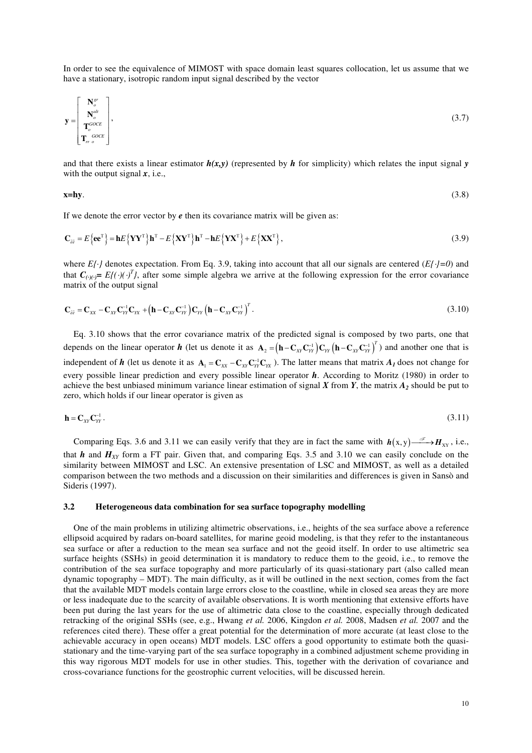In order to see the equivalence of MIMOST with space domain least squares collocation, let us assume that we have a stationary, isotropic random input signal described by the vector

$$\mathbf{y} = \begin{bmatrix} \mathbf{N}_o^{gr} \\ \mathbf{N}_o^{alt} \\ \mathbf{T}_o^{GOCE} \\ \mathbf{T}_{rr\,o}^{\;GOCE} \end{bmatrix}, \tag{3.7}$$

and that there exists a linear estimator $\boldsymbol{h(x,y)}$ (represented by $\boldsymbol{h}$ for simplicity) which relates the input signal $\boldsymbol{y}$ with the output signal $\boldsymbol{x}$, i.e.,

$$\mathbf{x=hy}. \tag{3.8}$$

If we denote the error vector by $\boldsymbol{e}$ then its covariance matrix will be given as:

$$\mathbf{C}_{\hat{\varepsilon}\hat{\varepsilon}} = E\left\{\mathbf{e}\mathbf{e}^{\mathrm{T}}\right\} = \mathbf{h}E\left\{\mathbf{Y}\mathbf{Y}^{\mathrm{T}}\right\}\mathbf{h}^{\mathrm{T}} - E\left\{\mathbf{X}\mathbf{Y}^{\mathrm{T}}\right\}\mathbf{h}^{\mathrm{T}} - \mathbf{h}E\left\{\mathbf{Y}\mathbf{X}^{\mathrm{T}}\right\} + E\left\{\mathbf{X}\mathbf{X}^{\mathrm{T}}\right\}, \tag{3.9}$$

where $E\{\cdot\}$ denotes expectation. From Eq. 3.9, taking into account that all our signals are centered ($E\{\cdot\}=0$) and that $\boldsymbol{C}_{(\cdot)(\cdot)}= E\{(\cdot)(\cdot)^T\}$, after some simple algebra we arrive at the following expression for the error covariance matrix of the output signal

$$\mathbf{C}_{\hat{\varepsilon}\hat{\varepsilon}} = \mathbf{C}_{XX} - \mathbf{C}_{XY}\mathbf{C}_{YY}^{-1}\mathbf{C}_{YX} + \left(\mathbf{h} - \mathbf{C}_{XY}\mathbf{C}_{YY}^{-1}\right)\mathbf{C}_{YY}\left(\mathbf{h} - \mathbf{C}_{XY}\mathbf{C}_{YY}^{-1}\right)^{T}. \tag{3.10}$$

Eq. 3.10 shows that the error covariance matrix of the predicted signal is composed by two parts, one that depends on the linear operator $\boldsymbol{h}$ (let us denote it as $\mathbf{A}_2 = \left(\mathbf{h} - \mathbf{C}_{XY}\mathbf{C}_{YY}^{-1}\right)\mathbf{C}_{YY}\left(\mathbf{h} - \mathbf{C}_{XY}\mathbf{C}_{YY}^{-1}\right)^{T}$) and another one that is independent of $\boldsymbol{h}$ (let us denote it as $\mathbf{A}_1 = \mathbf{C}_{XX} - \mathbf{C}_{XY}\mathbf{C}_{YY}^{-1}\mathbf{C}_{YX}$). The latter means that matrix $\boldsymbol{A_1}$ does not change for every possible linear prediction and every possible linear operator $\boldsymbol{h}$. According to Moritz (1980) in order to achieve the best unbiased minimum variance linear estimation of signal $\boldsymbol{X}$ from $\boldsymbol{Y}$, the matrix $\boldsymbol{A_2}$ should be put to zero, which holds if our linear operator is given as

$$\mathbf{h} = \mathbf{C}_{XY}\mathbf{C}_{YY}^{-1}. \tag{3.11}$$

Comparing Eqs. 3.6 and 3.11 we can easily verify that they are in fact the same with $\boldsymbol{h}(\mathrm{x,y}) \xrightarrow{\mathscr{F}} \boldsymbol{H}_{\mathrm{XY}}$, i.e., that $\boldsymbol{h}$ and $\boldsymbol{H_{XY}}$ form a FT pair. Given that, and comparing Eqs. 3.5 and 3.10 we can easily conclude on the similarity between MIMOST and LSC. An extensive presentation of LSC and MIMOST, as well as a detailed comparison between the two methods and a discussion on their similarities and differences is given in Sansò and Sideris (1997).

### 3.2 Heterogeneous data combination for sea surface topography modelling

One of the main problems in utilizing altimetric observations, i.e., heights of the sea surface above a reference ellipsoid acquired by radars on-board satellites, for marine geoid modeling, is that they refer to the instantaneous sea surface or after a reduction to the mean sea surface and not the geoid itself. In order to use altimetric sea surface heights (SSHs) in geoid determination it is mandatory to reduce them to the geoid, i.e., to remove the contribution of the sea surface topography and more particularly of its quasi-stationary part (also called mean dynamic topography – MDT). The main difficulty, as it will be outlined in the next section, comes from the fact that the available MDT models contain large errors close to the coastline, while in closed sea areas they are more or less inadequate due to the scarcity of available observations. It is worth mentioning that extensive efforts have been put during the last years for the use of altimetric data close to the coastline, especially through dedicated retracking of the original SSHs (see, e.g., Hwang *et al.* 2006, Kingdon *et al.* 2008, Madsen *et al.* 2007 and the references cited there). These offer a great potential for the determination of more accurate (at least close to the achievable accuracy in open oceans) MDT models. LSC offers a good opportunity to estimate both the quasi-stationary and the time-varying part of the sea surface topography in a combined adjustment scheme providing in this way rigorous MDT models for use in other studies. This, together with the derivation of covariance and cross-covariance functions for the geostrophic current velocities, will be discussed herein.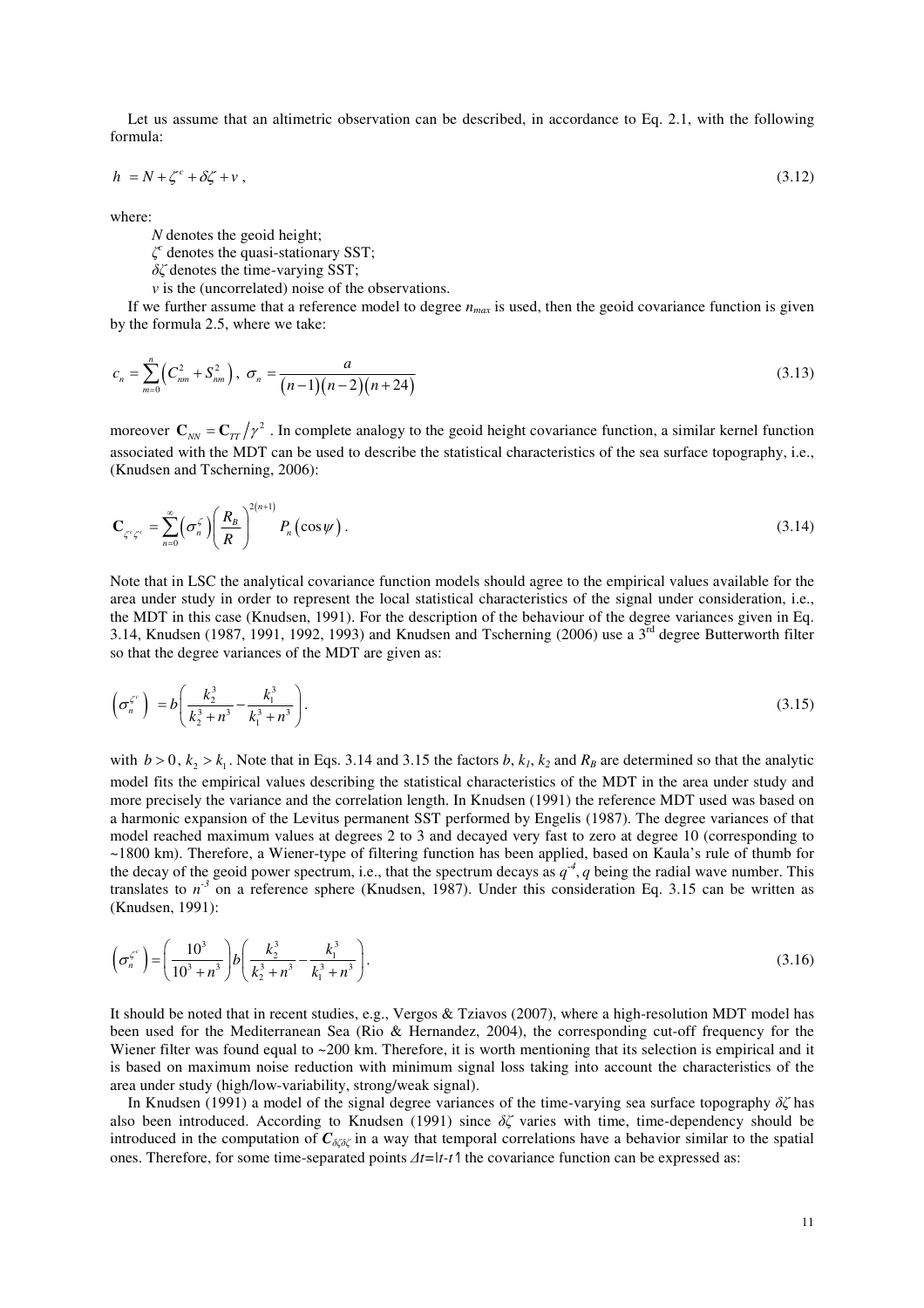Let us assume that an altimetric observation can be described, in accordance to Eq. 2.1, with the following formula:

$$h = N + \zeta^c + \delta\zeta + v\,, \tag{3.12}$$

where:

$N$ denotes the geoid height;

$\zeta^c$ denotes the quasi-stationary SST;

$\delta\zeta$ denotes the time-varying SST;

$v$ is the (uncorrelated) noise of the observations.

If we further assume that a reference model to degree $n_{max}$ is used, then the geoid covariance function is given by the formula 2.5, where we take:

$$c_n = \sum_{m=0}^{n}\left(C_{nm}^2 + S_{nm}^2\right),\ \ \sigma_n = \frac{a}{(n-1)(n-2)(n+24)} \tag{3.13}$$

moreover $\mathbf{C}_{NN} = \mathbf{C}_{TT}/\gamma^2$ . In complete analogy to the geoid height covariance function, a similar kernel function associated with the MDT can be used to describe the statistical characteristics of the sea surface topography, i.e., (Knudsen and Tscherning, 2006):

$$\mathbf{C}_{\zeta^c\zeta^c} = \sum_{n=0}^{\infty}\left(\sigma_n^{\zeta}\right)\left(\frac{R_B}{R}\right)^{2(n+1)} P_n\left(\cos\psi\right). \tag{3.14}$$

Note that in LSC the analytical covariance function models should agree to the empirical values available for the area under study in order to represent the local statistical characteristics of the signal under consideration, i.e., the MDT in this case (Knudsen, 1991). For the description of the behaviour of the degree variances given in Eq. 3.14, Knudsen (1987, 1991, 1992, 1993) and Knudsen and Tscherning (2006) use a 3rd degree Butterworth filter so that the degree variances of the MDT are given as:

$$\left(\sigma_n^{\zeta^c}\right) = b\left(\frac{k_2^3}{k_2^3 + n^3} - \frac{k_1^3}{k_1^3 + n^3}\right). \tag{3.15}$$

with $b > 0$, $k_2 > k_1$. Note that in Eqs. 3.14 and 3.15 the factors $b$, $k_1$, $k_2$ and $R_B$ are determined so that the analytic model fits the empirical values describing the statistical characteristics of the MDT in the area under study and more precisely the variance and the correlation length. In Knudsen (1991) the reference MDT used was based on a harmonic expansion of the Levitus permanent SST performed by Engelis (1987). The degree variances of that model reached maximum values at degrees 2 to 3 and decayed very fast to zero at degree 10 (corresponding to ~1800 km). Therefore, a Wiener-type of filtering function has been applied, based on Kaula's rule of thumb for the decay of the geoid power spectrum, i.e., that the spectrum decays as $q^{-4}$, $q$ being the radial wave number. This translates to $n^{-3}$ on a reference sphere (Knudsen, 1987). Under this consideration Eq. 3.15 can be written as (Knudsen, 1991):

$$\left(\sigma_n^{\zeta^c}\right) = \left(\frac{10^3}{10^3 + n^3}\right) b\left(\frac{k_2^3}{k_2^3 + n^3} - \frac{k_1^3}{k_1^3 + n^3}\right). \tag{3.16}$$

It should be noted that in recent studies, e.g., Vergos & Tziavos (2007), where a high-resolution MDT model has been used for the Mediterranean Sea (Rio & Hernandez, 2004), the corresponding cut-off frequency for the Wiener filter was found equal to ~200 km. Therefore, it is worth mentioning that its selection is empirical and it is based on maximum noise reduction with minimum signal loss taking into account the characteristics of the area under study (high/low-variability, strong/weak signal).

In Knudsen (1991) a model of the signal degree variances of the time-varying sea surface topography $\delta\zeta$ has also been introduced. According to Knudsen (1991) since $\delta\zeta$ varies with time, time-dependency should be introduced in the computation of $\mathbf{C}_{\delta\zeta\delta\zeta}$ in a way that temporal correlations have a behavior similar to the spatial ones. Therefore, for some time-separated points $\Delta t = |t - t'|$ the covariance function can be expressed as: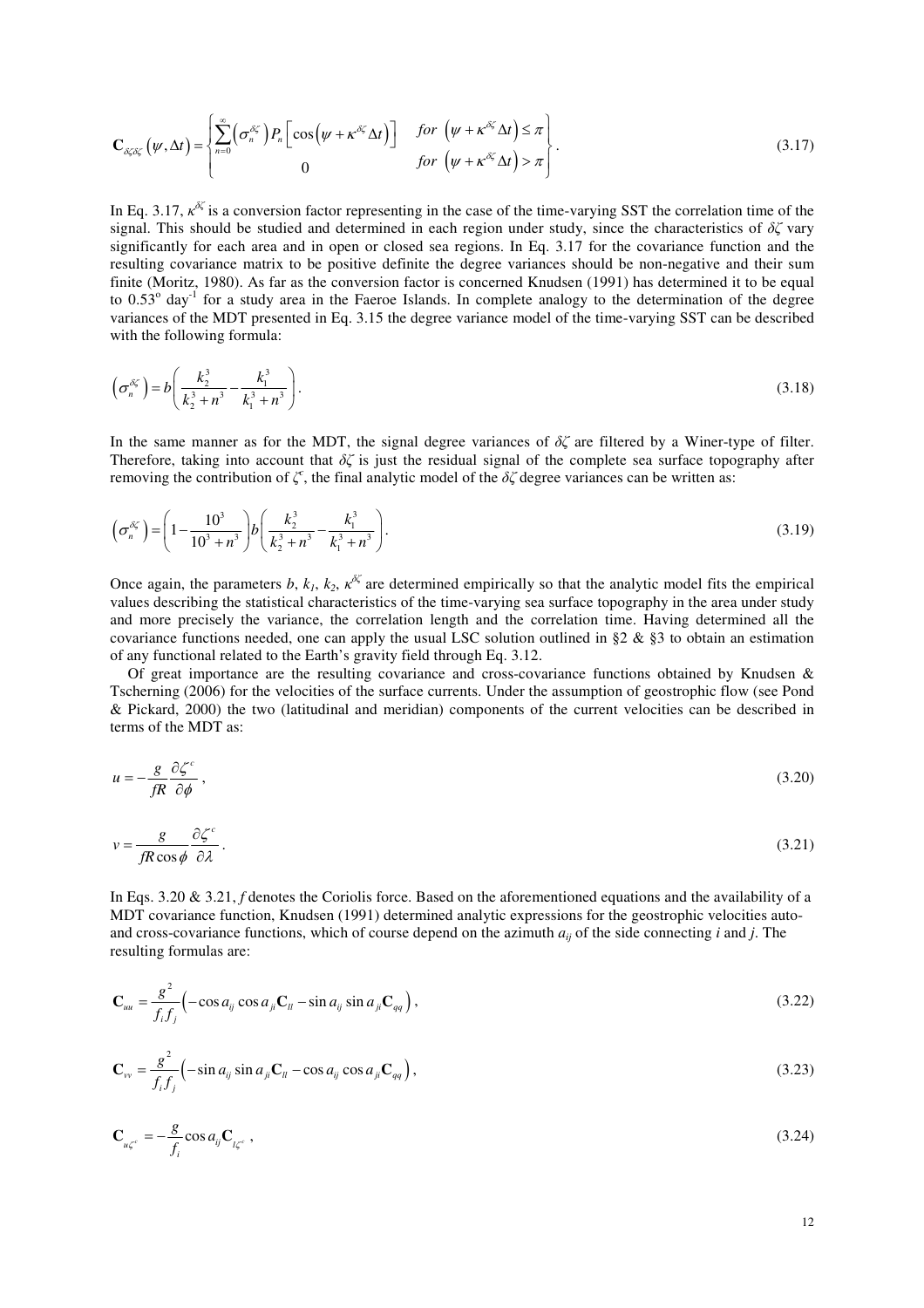$$\mathbf{C}_{\delta\zeta\delta\zeta}\left(\psi,\Delta t\right)=\begin{cases}\sum_{n=0}^{\infty}\left(\sigma_n^{\delta\zeta}\right)P_n\left[\cos\left(\psi+\kappa^{\delta\zeta}\Delta t\right)\right] & for\ \left(\psi+\kappa^{\delta\zeta}\Delta t\right)\leq\pi \\ 0 & for\ \left(\psi+\kappa^{\delta\zeta}\Delta t\right)>\pi\end{cases}. \tag{3.17}$$

In Eq. 3.17, $\kappa^{\delta\zeta}$ is a conversion factor representing in the case of the time-varying SST the correlation time of the signal. This should be studied and determined in each region under study, since the characteristics of $\delta\zeta$ vary significantly for each area and in open or closed sea regions. In Eq. 3.17 for the covariance function and the resulting covariance matrix to be positive definite the degree variances should be non-negative and their sum finite (Moritz, 1980). As far as the conversion factor is concerned Knudsen (1991) has determined it to be equal to $0.53^{o}$ day$^{-1}$ for a study area in the Faeroe Islands. In complete analogy to the determination of the degree variances of the MDT presented in Eq. 3.15 the degree variance model of the time-varying SST can be described with the following formula:

$$\left(\sigma_n^{\delta\zeta}\right)=b\left(\frac{k_2^3}{k_2^3+n^3}-\frac{k_1^3}{k_1^3+n^3}\right). \tag{3.18}$$

In the same manner as for the MDT, the signal degree variances of $\delta\zeta$ are filtered by a Winer-type of filter. Therefore, taking into account that $\delta\zeta$ is just the residual signal of the complete sea surface topography after removing the contribution of $\zeta^c$, the final analytic model of the $\delta\zeta$ degree variances can be written as:

$$\left(\sigma_n^{\delta\zeta}\right)=\left(1-\frac{10^3}{10^3+n^3}\right)b\left(\frac{k_2^3}{k_2^3+n^3}-\frac{k_1^3}{k_1^3+n^3}\right). \tag{3.19}$$

Once again, the parameters $b$, $k_1$, $k_2$, $\kappa^{\delta\zeta}$ are determined empirically so that the analytic model fits the empirical values describing the statistical characteristics of the time-varying sea surface topography in the area under study and more precisely the variance, the correlation length and the correlation time. Having determined all the covariance functions needed, one can apply the usual LSC solution outlined in §2 & §3 to obtain an estimation of any functional related to the Earth's gravity field through Eq. 3.12.

Of great importance are the resulting covariance and cross-covariance functions obtained by Knudsen & Tscherning (2006) for the velocities of the surface currents. Under the assumption of geostrophic flow (see Pond & Pickard, 2000) the two (latitudinal and meridian) components of the current velocities can be described in terms of the MDT as:

$$u=-\frac{g}{fR}\frac{\partial\zeta^c}{\partial\phi}, \tag{3.20}$$

$$v=\frac{g}{fR\cos\phi}\frac{\partial\zeta^c}{\partial\lambda}. \tag{3.21}$$

In Eqs. 3.20 & 3.21, $f$ denotes the Coriolis force. Based on the aforementioned equations and the availability of a MDT covariance function, Knudsen (1991) determined analytic expressions for the geostrophic velocities auto- and cross-covariance functions, which of course depend on the azimuth $a_{ij}$ of the side connecting $i$ and $j$. The resulting formulas are:

$$\mathbf{C}_{uu}=\frac{g^2}{f_i f_j}\left(-\cos a_{ij}\cos a_{ji}\mathbf{C}_{ll}-\sin a_{ij}\sin a_{ji}\mathbf{C}_{qq}\right), \tag{3.22}$$

$$\mathbf{C}_{vv}=\frac{g^2}{f_i f_j}\left(-\sin a_{ij}\sin a_{ji}\mathbf{C}_{ll}-\cos a_{ij}\cos a_{ji}\mathbf{C}_{qq}\right), \tag{3.23}$$

$$\mathbf{C}_{u\zeta^c}=-\frac{g}{f_i}\cos a_{ij}\mathbf{C}_{l\zeta^c}, \tag{3.24}$$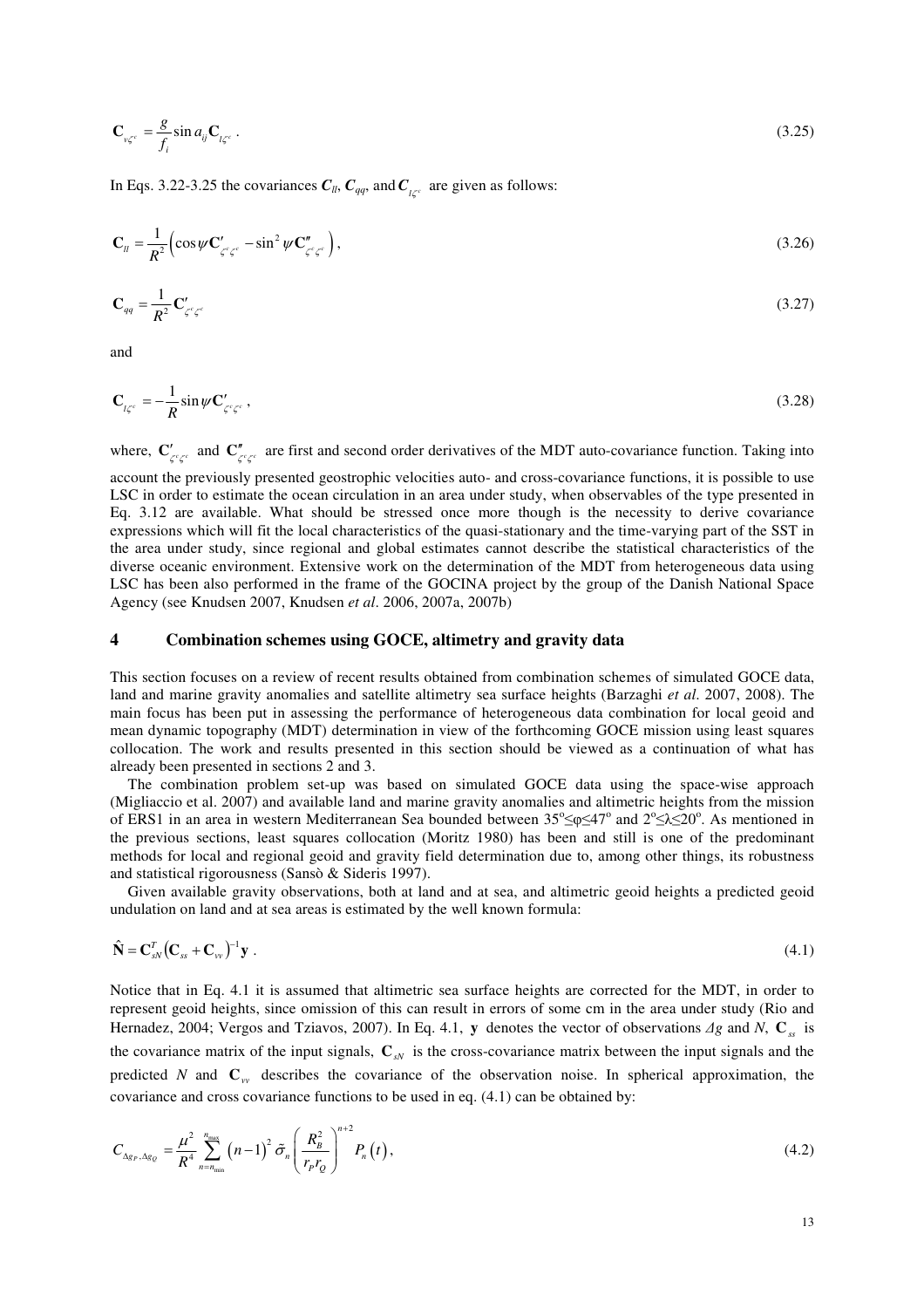$$\mathbf{C}_{v\zeta^c} = \frac{g}{f_i}\sin a_{ij}\mathbf{C}_{l\zeta^c} \ . \tag{3.25}$$

In Eqs. 3.22-3.25 the covariances $\mathbf{C}_{ll}$, $\mathbf{C}_{qq}$, and $\mathbf{C}_{l\zeta^c}$ are given as follows:

$$\mathbf{C}_{ll} = \frac{1}{R^2}\left(\cos\psi\mathbf{C}'_{\zeta^c\zeta^c} - \sin^2\psi\mathbf{C}''_{\zeta^c\zeta^c}\right), \tag{3.26}$$

$$\mathbf{C}_{qq} = \frac{1}{R^2}\mathbf{C}'_{\zeta^c\zeta^c} \tag{3.27}$$

and

$$\mathbf{C}_{l\zeta^c} = -\frac{1}{R}\sin\psi\mathbf{C}'_{\zeta^c\zeta^c}, \tag{3.28}$$

where, $\mathbf{C}'_{\zeta^c\zeta^c}$ and $\mathbf{C}''_{\zeta^c\zeta^c}$ are first and second order derivatives of the MDT auto-covariance function. Taking into account the previously presented geostrophic velocities auto- and cross-covariance functions, it is possible to use LSC in order to estimate the ocean circulation in an area under study, when observables of the type presented in Eq. 3.12 are available. What should be stressed once more though is the necessity to derive covariance expressions which will fit the local characteristics of the quasi-stationary and the time-varying part of the SST in the area under study, since regional and global estimates cannot describe the statistical characteristics of the diverse oceanic environment. Extensive work on the determination of the MDT from heterogeneous data using LSC has been also performed in the frame of the GOCINA project by the group of the Danish National Space Agency (see Knudsen 2007, Knudsen *et al*. 2006, 2007a, 2007b)

# 4 Combination schemes using GOCE, altimetry and gravity data

This section focuses on a review of recent results obtained from combination schemes of simulated GOCE data, land and marine gravity anomalies and satellite altimetry sea surface heights (Barzaghi *et al*. 2007, 2008). The main focus has been put in assessing the performance of heterogeneous data combination for local geoid and mean dynamic topography (MDT) determination in view of the forthcoming GOCE mission using least squares collocation. The work and results presented in this section should be viewed as a continuation of what has already been presented in sections 2 and 3.

The combination problem set-up was based on simulated GOCE data using the space-wise approach (Migliaccio et al. 2007) and available land and marine gravity anomalies and altimetric heights from the mission of ERS1 in an area in western Mediterranean Sea bounded between $35^o \leq \varphi \leq 47^o$ and $2^o \leq \lambda \leq 20^o$. As mentioned in the previous sections, least squares collocation (Moritz 1980) has been and still is one of the predominant methods for local and regional geoid and gravity field determination due to, among other things, its robustness and statistical rigorousness (Sansò & Sideris 1997).

Given available gravity observations, both at land and at sea, and altimetric geoid heights a predicted geoid undulation on land and at sea areas is estimated by the well known formula:

$$\hat{\mathbf{N}} = \mathbf{C}_{sN}^T\left(\mathbf{C}_{ss} + \mathbf{C}_{vv}\right)^{-1}\mathbf{y} \ . \tag{4.1}$$

Notice that in Eq. 4.1 it is assumed that altimetric sea surface heights are corrected for the MDT, in order to represent geoid heights, since omission of this can result in errors of some cm in the area under study (Rio and Hernadez, 2004; Vergos and Tziavos, 2007). In Eq. 4.1, $\mathbf{y}$ denotes the vector of observations $\Delta g$ and $N$, $\mathbf{C}_{ss}$ is the covariance matrix of the input signals, $\mathbf{C}_{sN}$ is the cross-covariance matrix between the input signals and the predicted $N$ and $\mathbf{C}_{vv}$ describes the covariance of the observation noise. In spherical approximation, the covariance and cross covariance functions to be used in eq. (4.1) can be obtained by:

$$C_{\Delta g_P, \Delta g_Q} = \frac{\mu^2}{R^4}\sum_{n=n_{\min}}^{n_{\max}}\left(n-1\right)^2\tilde{\sigma}_n\left(\frac{R_B^2}{r_P r_Q}\right)^{n+2}P_n\left(t\right), \tag{4.2}$$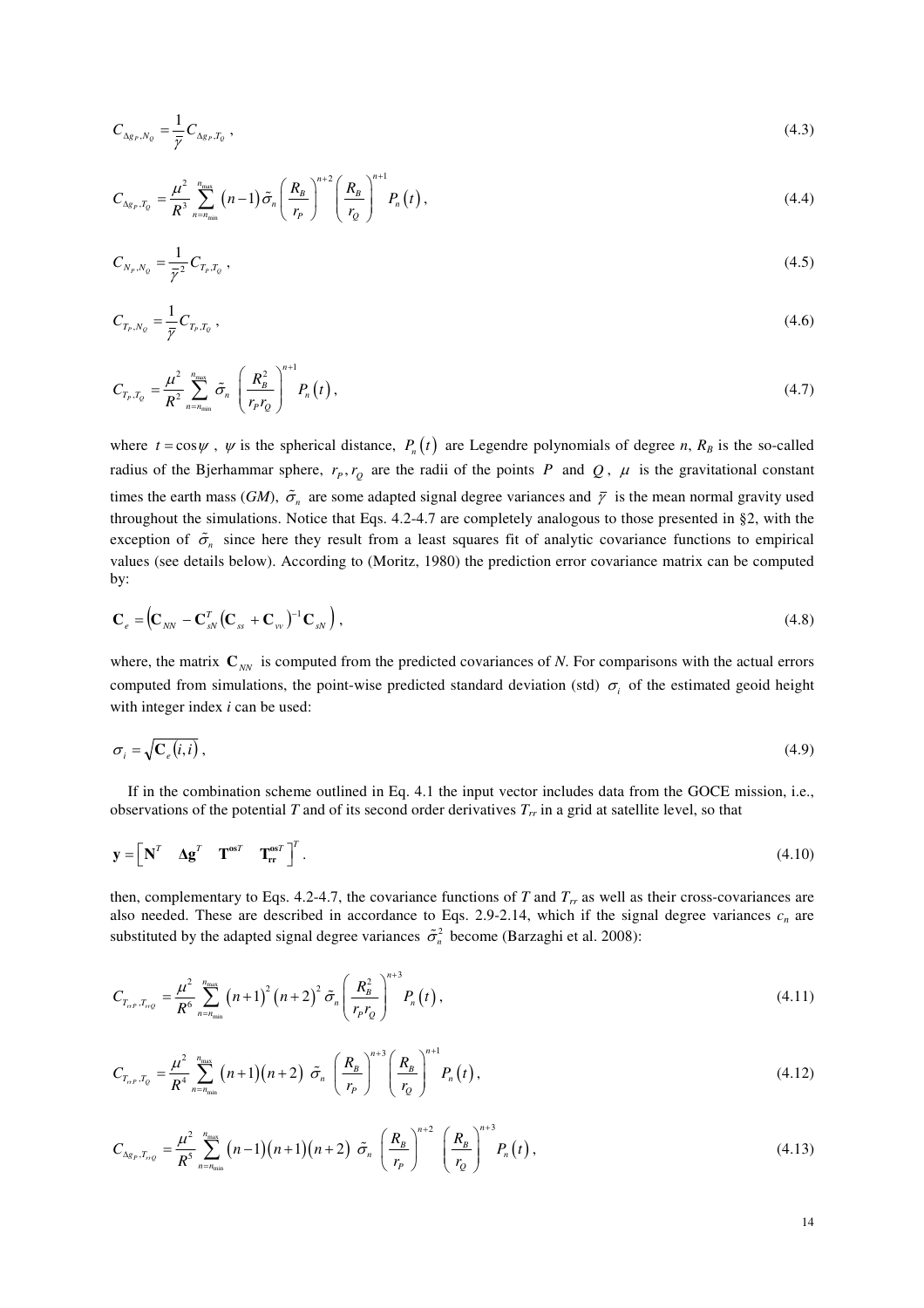$$C_{\Delta g_P, N_Q} = \frac{1}{\bar{\gamma}} C_{\Delta g_P, T_Q} \,, \tag{4.3}$$

$$C_{\Delta g_P, T_Q} = \frac{\mu^2}{R^3} \sum_{n=n_{\min}}^{n_{\max}} (n-1) \tilde{\sigma}_n \left(\frac{R_B}{r_P}\right)^{n+2} \left(\frac{R_B}{r_Q}\right)^{n+1} P_n(t) \,, \tag{4.4}$$

$$C_{N_P, N_Q} = \frac{1}{\bar{\gamma}^2} C_{T_P, T_Q} \,, \tag{4.5}$$

$$C_{T_P, N_Q} = \frac{1}{\bar{\gamma}} C_{T_P, T_Q} \,, \tag{4.6}$$

$$C_{T_P, T_Q} = \frac{\mu^2}{R^2} \sum_{n=n_{\min}}^{n_{\max}} \tilde{\sigma}_n \left(\frac{R_B^2}{r_P r_Q}\right)^{n+1} P_n(t) \,, \tag{4.7}$$

where $t = \cos\psi$, $\psi$ is the spherical distance, $P_n(t)$ are Legendre polynomials of degree *n*, $R_B$ is the so-called radius of the Bjerhammar sphere, $r_P, r_Q$ are the radii of the points $P$ and $Q$, $\mu$ is the gravitational constant times the earth mass (*GM*), $\tilde{\sigma}_n$ are some adapted signal degree variances and $\bar{\gamma}$ is the mean normal gravity used throughout the simulations. Notice that Eqs. 4.2-4.7 are completely analogous to those presented in §2, with the exception of $\tilde{\sigma}_n$ since here they result from a least squares fit of analytic covariance functions to empirical values (see details below). According to (Moritz, 1980) the prediction error covariance matrix can be computed by:

$$\mathbf{C}_e = \left(\mathbf{C}_{NN} - \mathbf{C}_{sN}^T \left(\mathbf{C}_{ss} + \mathbf{C}_{vv}\right)^{-1} \mathbf{C}_{sN}\right), \tag{4.8}$$

where, the matrix $\mathbf{C}_{NN}$ is computed from the predicted covariances of *N*. For comparisons with the actual errors computed from simulations, the point-wise predicted standard deviation (std) $\sigma_i$ of the estimated geoid height with integer index *i* can be used:

$$\sigma_i = \sqrt{\mathbf{C}_e(i,i)} \,, \tag{4.9}$$

If in the combination scheme outlined in Eq. 4.1 the input vector includes data from the GOCE mission, i.e., observations of the potential *T* and of its second order derivatives $T_{rr}$ in a grid at satellite level, so that

$$\mathbf{y} = \begin{bmatrix} \mathbf{N}^T & \Delta\mathbf{g}^T & \mathbf{T}^{\mathbf{os}T} & \mathbf{T}_{\mathbf{rr}}^{\mathbf{os}T} \end{bmatrix}^T . \tag{4.10}$$

then, complementary to Eqs. 4.2-4.7, the covariance functions of *T* and $T_{rr}$ as well as their cross-covariances are also needed. These are described in accordance to Eqs. 2.9-2.14, which if the signal degree variances $c_n$ are substituted by the adapted signal degree variances $\tilde{\sigma}_n^2$ become (Barzaghi et al. 2008):

$$C_{T_{rrP}, T_{rrQ}} = \frac{\mu^2}{R^6} \sum_{n=n_{\min}}^{n_{\max}} (n+1)^2 (n+2)^2 \tilde{\sigma}_n \left(\frac{R_B^2}{r_P r_Q}\right)^{n+3} P_n(t) \,, \tag{4.11}$$

$$C_{T_{rrP}, T_Q} = \frac{\mu^2}{R^4} \sum_{n=n_{\min}}^{n_{\max}} (n+1)(n+2) \, \tilde{\sigma}_n \left(\frac{R_B}{r_P}\right)^{n+3} \left(\frac{R_B}{r_Q}\right)^{n+1} P_n(t) \,, \tag{4.12}$$

$$C_{\Delta g_P, T_{rrQ}} = \frac{\mu^2}{R^5} \sum_{n=n_{\min}}^{n_{\max}} (n-1)(n+1)(n+2) \, \tilde{\sigma}_n \left(\frac{R_B}{r_P}\right)^{n+2} \left(\frac{R_B}{r_Q}\right)^{n+3} P_n(t) \,, \tag{4.13}$$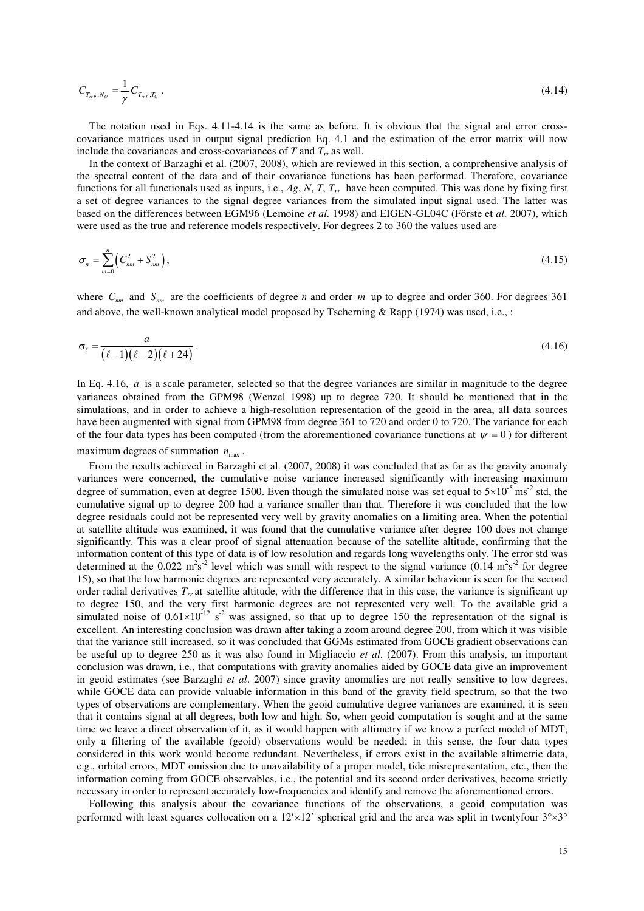$$C_{T_{rr\,P},N_Q} = \frac{1}{\bar{\gamma}} C_{T_{rr\,P},T_Q}\,. \tag{4.14}$$

The notation used in Eqs. 4.11-4.14 is the same as before. It is obvious that the signal and error cross-covariance matrices used in output signal prediction Eq. 4.1 and the estimation of the error matrix will now include the covariances and cross-covariances of $T$ and $T_{rr}$ as well.

In the context of Barzaghi et al. (2007, 2008), which are reviewed in this section, a comprehensive analysis of the spectral content of the data and of their covariance functions has been performed. Therefore, covariance functions for all functionals used as inputs, i.e., $\Delta g$, $N$, $T$, $T_{rr}$ have been computed. This was done by fixing first a set of degree variances to the signal degree variances from the simulated input signal used. The latter was based on the differences between EGM96 (Lemoine *et al.* 1998) and EIGEN-GL04C (Förste et *al.* 2007), which were used as the true and reference models respectively. For degrees 2 to 360 the values used are

$$\sigma_n = \sum_{m=0}^{n} \left( C_{nm}^2 + S_{nm}^2 \right), \tag{4.15}$$

where $C_{nm}$ and $S_{nm}$ are the coefficients of degree $n$ and order $m$ up to degree and order 360. For degrees 361 and above, the well-known analytical model proposed by Tscherning & Rapp (1974) was used, i.e., :

$$\sigma_\ell = \frac{a}{(\ell-1)(\ell-2)(\ell+24)}\,. \tag{4.16}$$

In Eq. 4.16, $a$ is a scale parameter, selected so that the degree variances are similar in magnitude to the degree variances obtained from the GPM98 (Wenzel 1998) up to degree 720. It should be mentioned that in the simulations, and in order to achieve a high-resolution representation of the geoid in the area, all data sources have been augmented with signal from GPM98 from degree 361 to 720 and order 0 to 720. The variance for each of the four data types has been computed (from the aforementioned covariance functions at $\psi = 0$) for different maximum degrees of summation $n_{\max}$.

From the results achieved in Barzaghi et al. (2007, 2008) it was concluded that as far as the gravity anomaly variances were concerned, the cumulative noise variance increased significantly with increasing maximum degree of summation, even at degree 1500. Even though the simulated noise was set equal to $5\times10^{-5}\,\mathrm{ms}^{-2}$ std, the cumulative signal up to degree 200 had a variance smaller than that. Therefore it was concluded that the low degree residuals could not be represented very well by gravity anomalies on a limiting area. When the potential at satellite altitude was examined, it was found that the cumulative variance after degree 100 does not change significantly. This was a clear proof of signal attenuation because of the satellite altitude, confirming that the information content of this type of data is of low resolution and regards long wavelengths only. The error std was determined at the $0.022\ \mathrm{m}^2\mathrm{s}^{-2}$ level which was small with respect to the signal variance ($0.14\ \mathrm{m}^2\mathrm{s}^{-2}$ for degree 15), so that the low harmonic degrees are represented very accurately. A similar behaviour is seen for the second order radial derivatives $T_{rr}$ at satellite altitude, with the difference that in this case, the variance is significant up to degree 150, and the very first harmonic degrees are not represented very well. To the available grid a simulated noise of $0.61\times10^{-12}\ \mathrm{s}^{-2}$ was assigned, so that up to degree 150 the representation of the signal is excellent. An interesting conclusion was drawn after taking a zoom around degree 200, from which it was visible that the variance still increased, so it was concluded that GGMs estimated from GOCE gradient observations can be useful up to degree 250 as it was also found in Migliaccio *et al*. (2007). From this analysis, an important conclusion was drawn, i.e., that computations with gravity anomalies aided by GOCE data give an improvement in geoid estimates (see Barzaghi *et al*. 2007) since gravity anomalies are not really sensitive to low degrees, while GOCE data can provide valuable information in this band of the gravity field spectrum, so that the two types of observations are complementary. When the geoid cumulative degree variances are examined, it is seen that it contains signal at all degrees, both low and high. So, when geoid computation is sought and at the same time we leave a direct observation of it, as it would happen with altimetry if we know a perfect model of MDT, only a filtering of the available (geoid) observations would be needed; in this sense, the four data types considered in this work would become redundant. Nevertheless, if errors exist in the available altimetric data, e.g., orbital errors, MDT omission due to unavailability of a proper model, tide misrepresentation, etc., then the information coming from GOCE observables, i.e., the potential and its second order derivatives, become strictly necessary in order to represent accurately low-frequencies and identify and remove the aforementioned errors.

Following this analysis about the covariance functions of the observations, a geoid computation was performed with least squares collocation on a $12'\times12'$ spherical grid and the area was split in twentyfour $3°\times3°$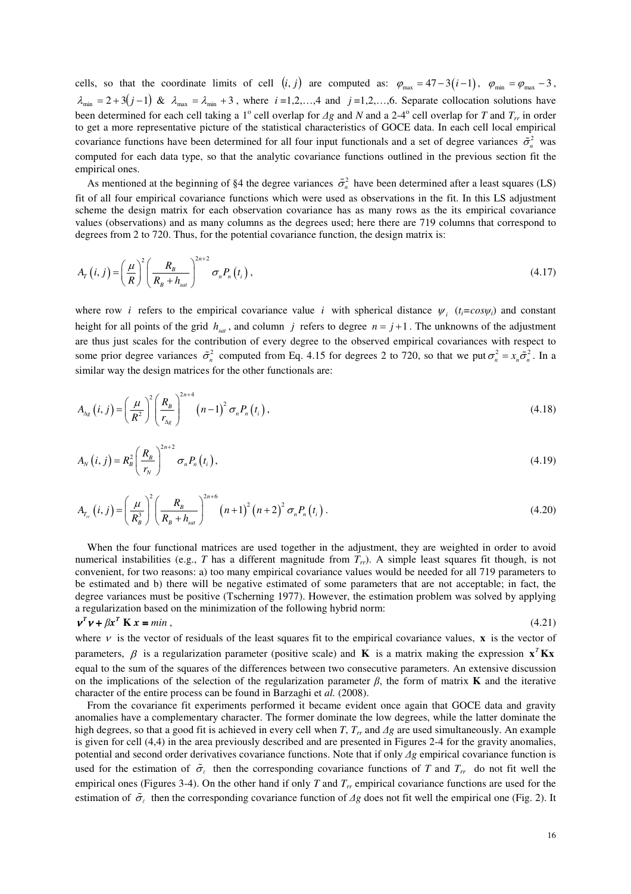cells, so that the coordinate limits of cell $(i, j)$ are computed as: $\varphi_{\max} = 47 - 3(i-1)$, $\varphi_{\min} = \varphi_{\max} - 3$, $\lambda_{\min} = 2 + 3(j-1)$ & $\lambda_{\max} = \lambda_{\min} + 3$, where $i$ =1,2,…,4 and $j$ =1,2,…,6. Separate collocation solutions have been determined for each cell taking a 1° cell overlap for $\Delta g$ and $N$ and a 2-4° cell overlap for $T$ and $T_{rr}$ in order to get a more representative picture of the statistical characteristics of GOCE data. In each cell local empirical covariance functions have been determined for all four input functionals and a set of degree variances $\tilde{\sigma}_n^2$ was computed for each data type, so that the analytic covariance functions outlined in the previous section fit the empirical ones.

As mentioned at the beginning of §4 the degree variances $\tilde{\sigma}_n^2$ have been determined after a least squares (LS) fit of all four empirical covariance functions which were used as observations in the fit. In this LS adjustment scheme the design matrix for each observation covariance has as many rows as the its empirical covariance values (observations) and as many columns as the degrees used; here there are 719 columns that correspond to degrees from 2 to 720. Thus, for the potential covariance function, the design matrix is:

$$A_T(i, j) = \left(\frac{\mu}{R}\right)^2 \left(\frac{R_B}{R_B + h_{sat}}\right)^{2n+2} \sigma_n P_n(t_i), \tag{4.17}$$

where row $i$ refers to the empirical covariance value $i$ with spherical distance $\psi_i$ ($t_i$=$cos\psi_i$) and constant height for all points of the grid $h_{sat}$, and column $j$ refers to degree $n = j+1$. The unknowns of the adjustment are thus just scales for the contribution of every degree to the observed empirical covariances with respect to some prior degree variances $\tilde{\sigma}_n^2$ computed from Eq. 4.15 for degrees 2 to 720, so that we put $\sigma_n^2 = x_n \tilde{\sigma}_n^2$. In a similar way the design matrices for the other functionals are:

$$A_{\Delta g}(i, j) = \left(\frac{\mu}{R^2}\right)^2 \left(\frac{R_B}{r_{\Delta g}}\right)^{2n+4} (n-1)^2 \sigma_n P_n(t_i), \tag{4.18}$$

$$A_N(i, j) = R_B^2 \left(\frac{R_B}{r_N}\right)^{2n+2} \sigma_n P_n(t_i), \tag{4.19}$$

$$A_{T_{rr}}(i, j) = \left(\frac{\mu}{R_B^3}\right)^2 \left(\frac{R_B}{R_B + h_{sat}}\right)^{2n+6} (n+1)^2 (n+2)^2 \sigma_n P_n(t_i). \tag{4.20}$$

When the four functional matrices are used together in the adjustment, they are weighted in order to avoid numerical instabilities (e.g., $T$ has a different magnitude from $T_{rr}$). A simple least squares fit though, is not convenient, for two reasons: a) too many empirical covariance values would be needed for all 719 parameters to be estimated and b) there will be negative estimated of some parameters that are not acceptable; in fact, the degree variances must be positive (Tscherning 1977). However, the estimation problem was solved by applying a regularization based on the minimization of the following hybrid norm:

$$\boldsymbol{v}^T \boldsymbol{v} + \beta \boldsymbol{x}^T \mathbf{K}\, \boldsymbol{x} = min\,, \tag{4.21}$$

where $v$ is the vector of residuals of the least squares fit to the empirical covariance values, $\mathbf{x}$ is the vector of parameters, $\beta$ is a regularization parameter (positive scale) and $\mathbf{K}$ is a matrix making the expression $\mathbf{x}^T\mathbf{K}\mathbf{x}$ equal to the sum of the squares of the differences between two consecutive parameters. An extensive discussion on the implications of the selection of the regularization parameter $\beta$, the form of matrix $\mathbf{K}$ and the iterative character of the entire process can be found in Barzaghi et *al.* (2008).

From the covariance fit experiments performed it became evident once again that GOCE data and gravity anomalies have a complementary character. The former dominate the low degrees, while the latter dominate the high degrees, so that a good fit is achieved in every cell when $T$, $T_{rr}$ and $\Delta g$ are used simultaneously. An example is given for cell (4,4) in the area previously described and are presented in Figures 2-4 for the gravity anomalies, potential and second order derivatives covariance functions. Note that if only $\Delta g$ empirical covariance function is used for the estimation of $\tilde{\sigma}_\ell$ then the corresponding covariance functions of $T$ and $T_{rr}$ do not fit well the empirical ones (Figures 3-4). On the other hand if only $T$ and $T_{rr}$ empirical covariance functions are used for the estimation of $\tilde{\sigma}_\ell$ then the corresponding covariance function of $\Delta g$ does not fit well the empirical one (Fig. 2). It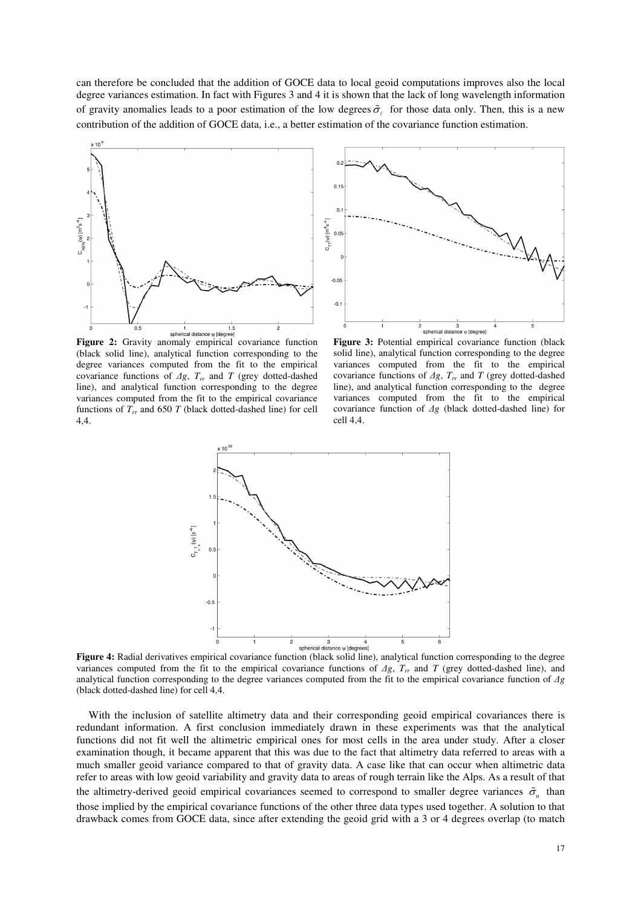can therefore be concluded that the addition of GOCE data to local geoid computations improves also the local degree variances estimation. In fact with Figures 3 and 4 it is shown that the lack of long wavelength information of gravity anomalies leads to a poor estimation of the low degrees $\tilde{\sigma}_\ell$ for those data only. Then, this is a new contribution of the addition of GOCE data, i.e., a better estimation of the covariance function estimation.

x 10^-9

$C_{\Delta g \Delta g}(\psi)$ [m$^2$s$^{-4}$]

spherical distance ψ [degree]

**Figure 2:** Gravity anomaly empirical covariance function (black solid line), analytical function corresponding to the degree variances computed from the fit to the empirical covariance functions of $\Delta g$, $T_{rr}$ and $T$ (grey dotted-dashed line), and analytical function corresponding to the degree variances computed from the fit to the empirical covariance functions of $T_{rr}$ and 650 $T$ (black dotted-dashed line) for cell 4,4.

$C_{TT}(\psi)$ [m$^4$s$^{-4}$]

spherical distance ψ [degree]

**Figure 3:** Potential empirical covariance function (black solid line), analytical function corresponding to the degree variances computed from the fit to the empirical covariance functions of $\Delta g$, $T_{rr}$ and $T$ (grey dotted-dashed line), and analytical function corresponding to the degree variances computed from the fit to the empirical covariance function of $\Delta g$ (black dotted-dashed line) for cell 4,4.

x 10^-22

$C_{T_{rr}T_{rr}}(\psi)$ [s$^{-4}$]

spherical distance ψ [degrees]

**Figure 4:** Radial derivatives empirical covariance function (black solid line), analytical function corresponding to the degree variances computed from the fit to the empirical covariance functions of $\Delta g$, $T_{rr}$ and $T$ (grey dotted-dashed line), and analytical function corresponding to the degree variances computed from the fit to the empirical covariance function of $\Delta g$ (black dotted-dashed line) for cell 4,4.

With the inclusion of satellite altimetry data and their corresponding geoid empirical covariances there is redundant information. A first conclusion immediately drawn in these experiments was that the analytical functions did not fit well the altimetric empirical ones for most cells in the area under study. After a closer examination though, it became apparent that this was due to the fact that altimetry data referred to areas with a much smaller geoid variance compared to that of gravity data. A case like that can occur when altimetric data refer to areas with low geoid variability and gravity data to areas of rough terrain like the Alps. As a result of that the altimetry-derived geoid empirical covariances seemed to correspond to smaller degree variances $\tilde{\sigma}_n$ than those implied by the empirical covariance functions of the other three data types used together. A solution to that drawback comes from GOCE data, since after extending the geoid grid with a 3 or 4 degrees overlap (to match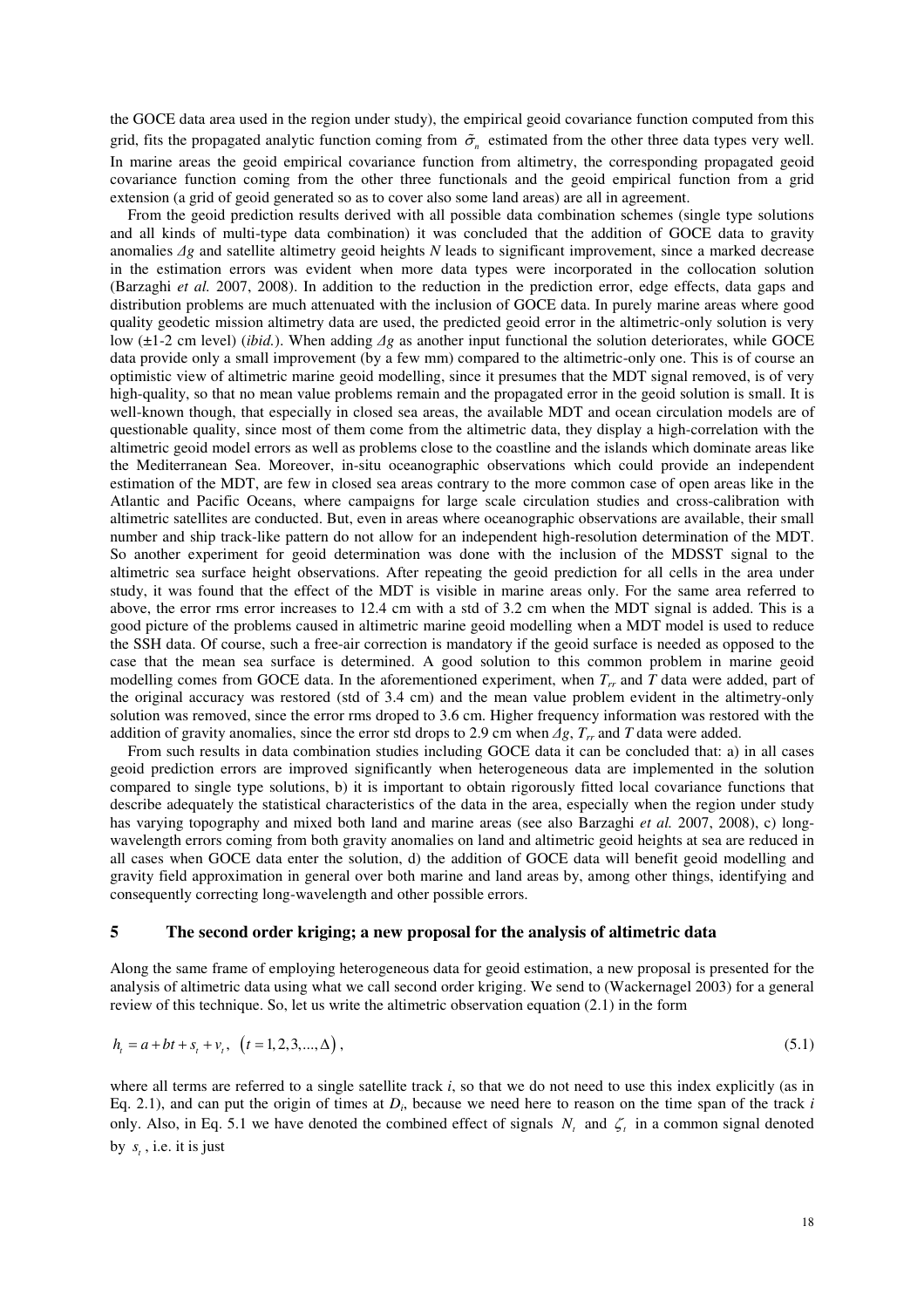the GOCE data area used in the region under study), the empirical geoid covariance function computed from this grid, fits the propagated analytic function coming from $\tilde{\sigma}_n$ estimated from the other three data types very well. In marine areas the geoid empirical covariance function from altimetry, the corresponding propagated geoid covariance function coming from the other three functionals and the geoid empirical function from a grid extension (a grid of geoid generated so as to cover also some land areas) are all in agreement.

From the geoid prediction results derived with all possible data combination schemes (single type solutions and all kinds of multi-type data combination) it was concluded that the addition of GOCE data to gravity anomalies $\Delta g$ and satellite altimetry geoid heights $N$ leads to significant improvement, since a marked decrease in the estimation errors was evident when more data types were incorporated in the collocation solution (Barzaghi *et al.* 2007, 2008). In addition to the reduction in the prediction error, edge effects, data gaps and distribution problems are much attenuated with the inclusion of GOCE data. In purely marine areas where good quality geodetic mission altimetry data are used, the predicted geoid error in the altimetric-only solution is very low (±1-2 cm level) (*ibid.*). When adding $\Delta g$ as another input functional the solution deteriorates, while GOCE data provide only a small improvement (by a few mm) compared to the altimetric-only one. This is of course an optimistic view of altimetric marine geoid modelling, since it presumes that the MDT signal removed, is of very high-quality, so that no mean value problems remain and the propagated error in the geoid solution is small. It is well-known though, that especially in closed sea areas, the available MDT and ocean circulation models are of questionable quality, since most of them come from the altimetric data, they display a high-correlation with the altimetric geoid model errors as well as problems close to the coastline and the islands which dominate areas like the Mediterranean Sea. Moreover, in-situ oceanographic observations which could provide an independent estimation of the MDT, are few in closed sea areas contrary to the more common case of open areas like in the Atlantic and Pacific Oceans, where campaigns for large scale circulation studies and cross-calibration with altimetric satellites are conducted. But, even in areas where oceanographic observations are available, their small number and ship track-like pattern do not allow for an independent high-resolution determination of the MDT. So another experiment for geoid determination was done with the inclusion of the MDSST signal to the altimetric sea surface height observations. After repeating the geoid prediction for all cells in the area under study, it was found that the effect of the MDT is visible in marine areas only. For the same area referred to above, the error rms error increases to 12.4 cm with a std of 3.2 cm when the MDT signal is added. This is a good picture of the problems caused in altimetric marine geoid modelling when a MDT model is used to reduce the SSH data. Of course, such a free-air correction is mandatory if the geoid surface is needed as opposed to the case that the mean sea surface is determined. A good solution to this common problem in marine geoid modelling comes from GOCE data. In the aforementioned experiment, when $T_{rr}$ and $T$ data were added, part of the original accuracy was restored (std of 3.4 cm) and the mean value problem evident in the altimetry-only solution was removed, since the error rms droped to 3.6 cm. Higher frequency information was restored with the addition of gravity anomalies, since the error std drops to 2.9 cm when $\Delta g$, $T_{rr}$ and $T$ data were added.

From such results in data combination studies including GOCE data it can be concluded that: a) in all cases geoid prediction errors are improved significantly when heterogeneous data are implemented in the solution compared to single type solutions, b) it is important to obtain rigorously fitted local covariance functions that describe adequately the statistical characteristics of the data in the area, especially when the region under study has varying topography and mixed both land and marine areas (see also Barzaghi *et al.* 2007, 2008), c) long-wavelength errors coming from both gravity anomalies on land and altimetric geoid heights at sea are reduced in all cases when GOCE data enter the solution, d) the addition of GOCE data will benefit geoid modelling and gravity field approximation in general over both marine and land areas by, among other things, identifying and consequently correcting long-wavelength and other possible errors.

## 5 The second order kriging; a new proposal for the analysis of altimetric data

Along the same frame of employing heterogeneous data for geoid estimation, a new proposal is presented for the analysis of altimetric data using what we call second order kriging. We send to (Wackernagel 2003) for a general review of this technique. So, let us write the altimetric observation equation (2.1) in the form

$$h_t = a + bt + s_t + v_t, \quad (t = 1, 2, 3, ..., \Delta), \tag{5.1}$$

where all terms are referred to a single satellite track $i$, so that we do not need to use this index explicitly (as in Eq. 2.1), and can put the origin of times at $D_i$, because we need here to reason on the time span of the track $i$ only. Also, in Eq. 5.1 we have denoted the combined effect of signals $N_t$ and $\zeta_t$ in a common signal denoted by $s_t$, i.e. it is just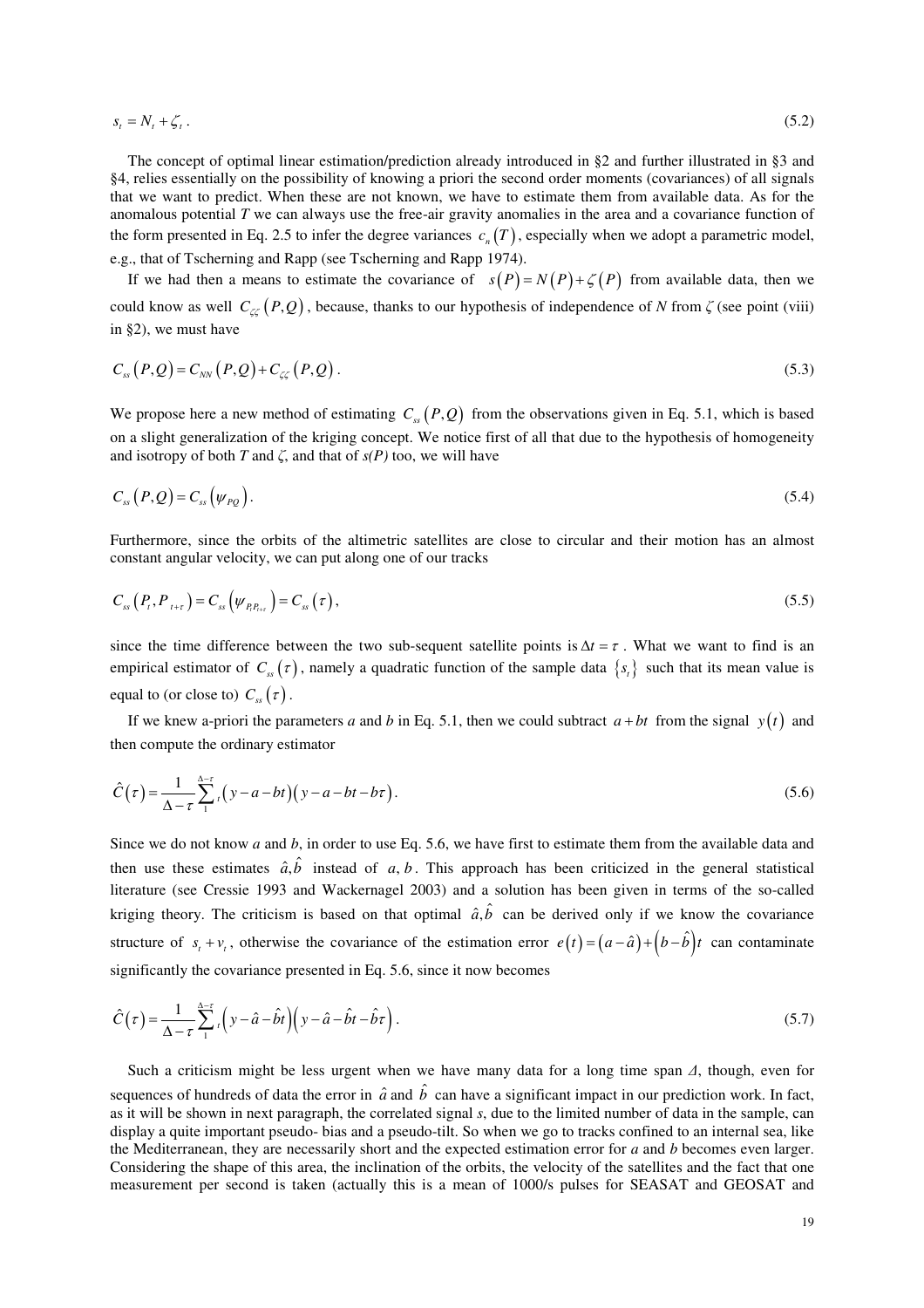$$s_t = N_t + \zeta_t \, . \tag{5.2}$$

The concept of optimal linear estimation/prediction already introduced in §2 and further illustrated in §3 and §4, relies essentially on the possibility of knowing a priori the second order moments (covariances) of all signals that we want to predict. When these are not known, we have to estimate them from available data. As for the anomalous potential $T$ we can always use the free-air gravity anomalies in the area and a covariance function of the form presented in Eq. 2.5 to infer the degree variances $c_n(T)$, especially when we adopt a parametric model, e.g., that of Tscherning and Rapp (see Tscherning and Rapp 1974).

If we had then a means to estimate the covariance of $s(P) = N(P) + \zeta(P)$ from available data, then we could know as well $C_{\zeta\zeta}(P,Q)$, because, thanks to our hypothesis of independence of $N$ from $\zeta$ (see point (viii) in §2), we must have

$$C_{ss}(P,Q) = C_{NN}(P,Q) + C_{\zeta\zeta}(P,Q) \, . \tag{5.3}$$

We propose here a new method of estimating $C_{ss}(P,Q)$ from the observations given in Eq. 5.1, which is based on a slight generalization of the kriging concept. We notice first of all that due to the hypothesis of homogeneity and isotropy of both $T$ and $\zeta$, and that of $s(P)$ too, we will have

$$C_{ss}(P,Q) = C_{ss}(\psi_{PQ}) \, . \tag{5.4}$$

Furthermore, since the orbits of the altimetric satellites are close to circular and their motion has an almost constant angular velocity, we can put along one of our tracks

$$C_{ss}(P_t, P_{t+\tau}) = C_{ss}(\psi_{P_t P_{t+\tau}}) = C_{ss}(\tau) \, , \tag{5.5}$$

since the time difference between the two sub-sequent satellite points is $\Delta t = \tau$ . What we want to find is an empirical estimator of $C_{ss}(\tau)$, namely a quadratic function of the sample data $\{s_t\}$ such that its mean value is equal to (or close to) $C_{ss}(\tau)$.

If we knew a-priori the parameters $a$ and $b$ in Eq. 5.1, then we could subtract $a + bt$ from the signal $y(t)$ and then compute the ordinary estimator

$$\hat{C}(\tau) = \frac{1}{\Delta - \tau} \sum_{1}^{\Delta-\tau} {}_t \left( y - a - bt \right)\left( y - a - bt - b\tau \right) . \tag{5.6}$$

Since we do not know $a$ and $b$, in order to use Eq. 5.6, we have first to estimate them from the available data and then use these estimates $\hat{a}, \hat{b}$ instead of $a, b$. This approach has been criticized in the general statistical literature (see Cressie 1993 and Wackernagel 2003) and a solution has been given in terms of the so-called kriging theory. The criticism is based on that optimal $\hat{a}, \hat{b}$ can be derived only if we know the covariance structure of $s_t + v_t$, otherwise the covariance of the estimation error $e(t) = (a - \hat{a}) + (b - \hat{b})t$ can contaminate significantly the covariance presented in Eq. 5.6, since it now becomes

$$\hat{C}(\tau) = \frac{1}{\Delta - \tau} \sum_{1}^{\Delta-\tau} {}_t \left( y - \hat{a} - \hat{b}t \right)\left( y - \hat{a} - \hat{b}t - \hat{b}\tau \right) . \tag{5.7}$$

Such a criticism might be less urgent when we have many data for a long time span $\Delta$, though, even for sequences of hundreds of data the error in $\hat{a}$ and $\hat{b}$ can have a significant impact in our prediction work. In fact, as it will be shown in next paragraph, the correlated signal $s$, due to the limited number of data in the sample, can display a quite important pseudo- bias and a pseudo-tilt. So when we go to tracks confined to an internal sea, like the Mediterranean, they are necessarily short and the expected estimation error for $a$ and $b$ becomes even larger. Considering the shape of this area, the inclination of the orbits, the velocity of the satellites and the fact that one measurement per second is taken (actually this is a mean of 1000/s pulses for SEASAT and GEOSAT and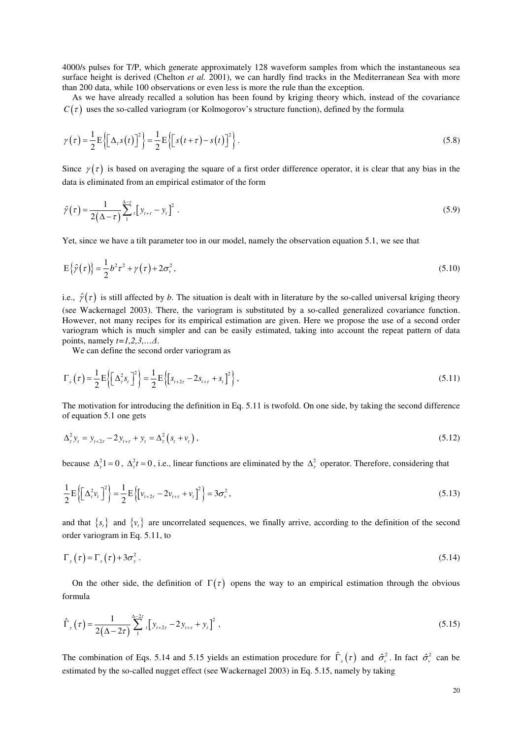4000/s pulses for T/P, which generate approximately 128 waveform samples from which the instantaneous sea surface height is derived (Chelton *et al.* 2001), we can hardly find tracks in the Mediterranean Sea with more than 200 data, while 100 observations or even less is more the rule than the exception.

As we have already recalled a solution has been found by kriging theory which, instead of the covariance $C(\tau)$ uses the so-called variogram (or Kolmogorov's structure function), defined by the formula

$$\gamma(\tau) = \frac{1}{2}\mathrm{E}\left\{\left[\Delta_\tau s(t)\right]^2\right\} = \frac{1}{2}\mathrm{E}\left\{\left[s(t+\tau) - s(t)\right]^2\right\}. \tag{5.8}$$

Since $\gamma(\tau)$ is based on averaging the square of a first order difference operator, it is clear that any bias in the data is eliminated from an empirical estimator of the form

$$\hat{\gamma}(\tau) = \frac{1}{2(\Delta - \tau)}\sum_{1}^{\Delta-\tau}{}_t\left[y_{t+\tau} - y_t\right]^2 . \tag{5.9}$$

Yet, since we have a tilt parameter too in our model, namely the observation equation 5.1, we see that

$$\mathrm{E}\left\{\hat{\gamma}(\tau)\right\} = \frac{1}{2}b^2\tau^2 + \gamma(\tau) + 2\sigma_v^2 , \tag{5.10}$$

i.e., $\hat{\gamma}(\tau)$ is still affected by *b*. The situation is dealt with in literature by the so-called universal kriging theory (see Wackernagel 2003). There, the variogram is substituted by a so-called generalized covariance function. However, not many recipes for its empirical estimation are given. Here we propose the use of a second order variogram which is much simpler and can be easily estimated, taking into account the repeat pattern of data points, namely $t=1,2,3,\ldots\Delta$.

We can define the second order variogram as

$$\Gamma_s(\tau) = \frac{1}{2}\mathrm{E}\left\{\left[\Delta_\tau^2 s_t\right]^2\right\} = \frac{1}{2}\mathrm{E}\left\{\left[s_{t+2\tau} - 2s_{t+\tau} + s_t\right]^2\right\}, \tag{5.11}$$

The motivation for introducing the definition in Eq. 5.11 is twofold. On one side, by taking the second difference of equation 5.1 one gets

$$\Delta_\tau^2 y_t = y_{t+2\tau} - 2y_{t+\tau} + y_t = \Delta_\tau^2\left(s_t + v_t\right), \tag{5.12}$$

because $\Delta_\tau^2 1 = 0$, $\Delta_\tau^2 t = 0$, i.e., linear functions are eliminated by the $\Delta_\tau^2$ operator. Therefore, considering that

$$\frac{1}{2}\mathrm{E}\left\{\left[\Delta_\tau^2 v_t\right]^2\right\} = \frac{1}{2}\mathrm{E}\left\{\left[v_{t+2\tau} - 2v_{t+\tau} + v_t\right]^2\right\} = 3\sigma_v^2 , \tag{5.13}$$

and that $\{s_t\}$ and $\{v_t\}$ are uncorrelated sequences, we finally arrive, according to the definition of the second order variogram in Eq. 5.11, to

$$\Gamma_y(\tau) = \Gamma_s(\tau) + 3\sigma_y^2 . \tag{5.14}$$

On the other side, the definition of $\Gamma(\tau)$ opens the way to an empirical estimation through the obvious formula

$$\hat{\Gamma}_y(\tau) = \frac{1}{2(\Delta - 2\tau)}\sum_{1}^{\Delta-2\tau}{}_t\left[y_{t+2\tau} - 2y_{t+\tau} + y_t\right]^2 , \tag{5.15}$$

The combination of Eqs. 5.14 and 5.15 yields an estimation procedure for $\hat{\Gamma}_s(\tau)$ and $\hat{\sigma}_v^2$. In fact $\hat{\sigma}_v^2$ can be estimated by the so-called nugget effect (see Wackernagel 2003) in Eq. 5.15, namely by taking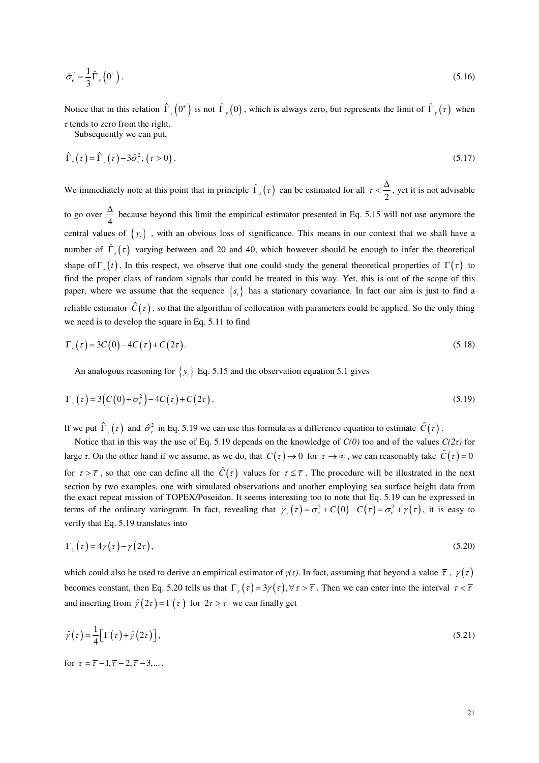$$\hat{\sigma}_v^2 = \frac{1}{3}\hat{\Gamma}_y\left(0^+\right). \tag{5.16}$$

Notice that in this relation $\hat{\Gamma}_y\left(0^+\right)$ is not $\hat{\Gamma}_y\left(0\right)$, which is always zero, but represents the limit of $\hat{\Gamma}_y\left(\tau\right)$ when $\tau$ tends to zero from the right.

Subsequently we can put,

$$\hat{\Gamma}_s\left(\tau\right) = \hat{\Gamma}_y\left(\tau\right) - 3\hat{\sigma}_v^2, \left(\tau > 0\right). \tag{5.17}$$

We immediately note at this point that in principle $\hat{\Gamma}_s\left(\tau\right)$ can be estimated for all $\tau < \frac{\Delta}{2}$, yet it is not advisable to go over $\frac{\Delta}{4}$ because beyond this limit the empirical estimator presented in Eq. 5.15 will not use anymore the central values of $\left\{y_t\right\}$ , with an obvious loss of significance. This means in our context that we shall have a number of $\hat{\Gamma}_s\left(\tau\right)$ varying between and 20 and 40, which however should be enough to infer the theoretical shape of $\Gamma_s\left(t\right)$. In this respect, we observe that one could study the general theoretical properties of $\Gamma\left(\tau\right)$ to find the proper class of random signals that could be treated in this way. Yet, this is out of the scope of this paper, where we assume that the sequence $\left\{s_t\right\}$ has a stationary covariance. In fact our aim is just to find a reliable estimator $\hat{C}\left(\tau\right)$, so that the algorithm of collocation with parameters could be applied. So the only thing we need is to develop the square in Eq. 5.11 to find

$$\Gamma_s\left(\tau\right) = 3C\left(0\right) - 4C\left(\tau\right) + C\left(2\tau\right). \tag{5.18}$$

An analogous reasoning for $\left\{y_t\right\}$ Eq. 5.15 and the observation equation 5.1 gives

$$\Gamma_y\left(\tau\right) = 3\left(C\left(0\right) + \sigma_v^2\right) - 4C\left(\tau\right) + C\left(2\tau\right). \tag{5.19}$$

If we put $\hat{\Gamma}_y\left(\tau\right)$ and $\hat{\sigma}_v^2$ in Eq. 5.19 we can use this formula as a difference equation to estimate $\hat{C}\left(\tau\right)$.

Notice that in this way the use of Eq. 5.19 depends on the knowledge of *C(0)* too and of the values *C(2τ)* for large *τ*. On the other hand if we assume, as we do, that $C\left(\tau\right) \to 0$ for $\tau \to \infty$, we can reasonably take $\hat{C}\left(\tau\right) = 0$ for $\tau > \overline{\tau}$, so that one can define all the $\hat{C}\left(\tau\right)$ values for $\tau \le \overline{\tau}$. The procedure will be illustrated in the next section by two examples, one with simulated observations and another employing sea surface height data from the exact repeat mission of TOPEX/Poseidon. It seems interesting too to note that Eq. 5.19 can be expressed in terms of the ordinary variogram. In fact, revealing that $\gamma_y\left(\tau\right) = \sigma_v^2 + C\left(0\right) - C\left(\tau\right) = \sigma_v^2 + \gamma\left(\tau\right)$, it is easy to verify that Eq. 5.19 translates into

$$\Gamma_y\left(\tau\right) = 4\gamma\left(\tau\right) - \gamma\left(2\tau\right), \tag{5.20}$$

which could also be used to derive an empirical estimator of *γ(τ)*. In fact, assuming that beyond a value $\overline{\tau}$, $\gamma\left(\tau\right)$ becomes constant, then Eq. 5.20 tells us that $\Gamma_y\left(\tau\right) = 3\gamma\left(\tau\right), \forall \tau > \overline{\tau}$. Then we can enter into the interval $\tau < \overline{\tau}$ and inserting from $\hat{\gamma}\left(2\tau\right) = \Gamma\left(\overline{\tau}\right)$ for $2\tau > \overline{\tau}$ we can finally get

$$\hat{\gamma}\left(\tau\right) = \frac{1}{4}\left[\Gamma\left(\tau\right) + \hat{\gamma}\left(2\tau\right)\right], \tag{5.21}$$

for $\tau = \overline{\tau} - 1, \overline{\tau} - 2, \overline{\tau} - 3, \ldots$.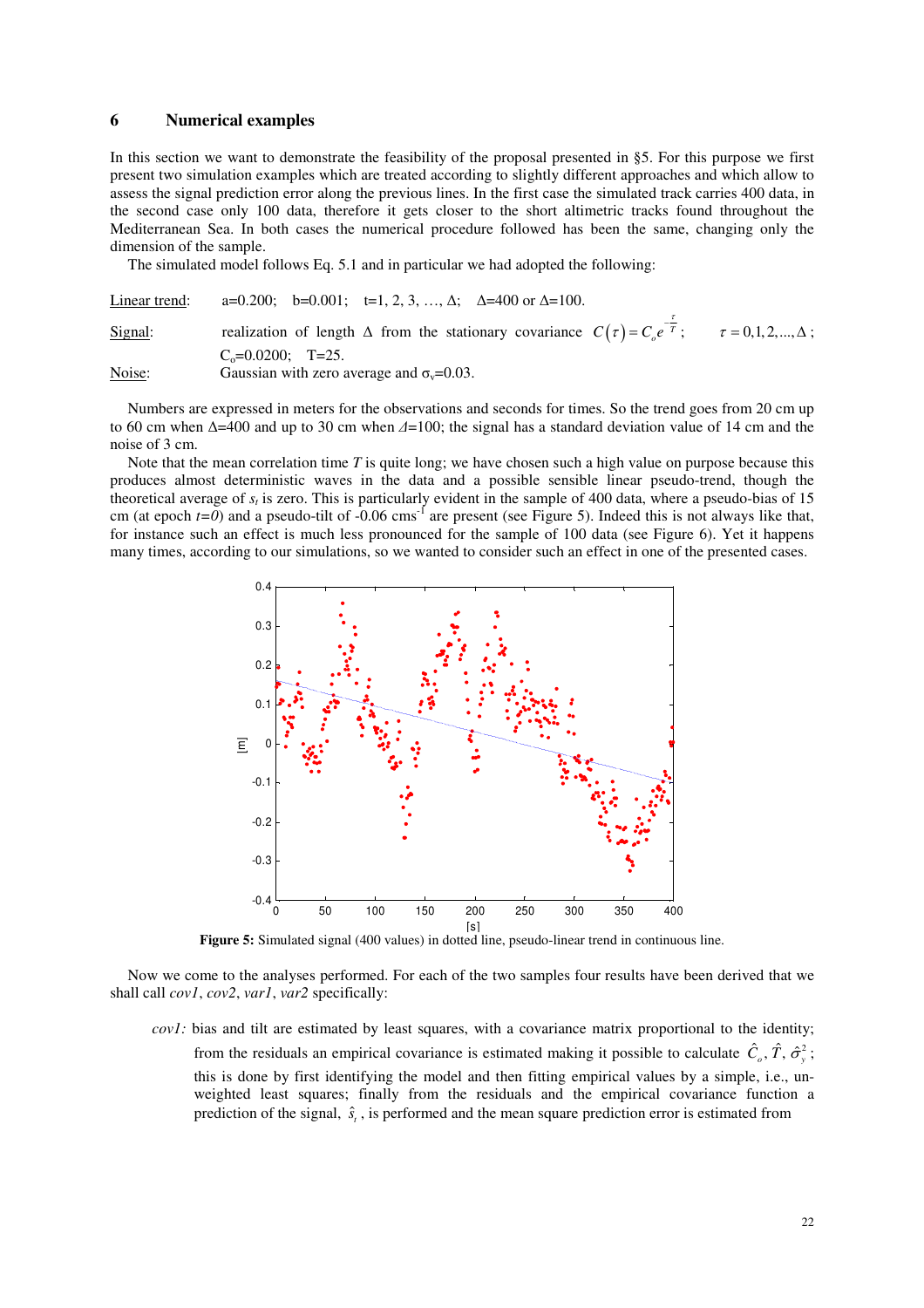## 6 Numerical examples

In this section we want to demonstrate the feasibility of the proposal presented in §5. For this purpose we first present two simulation examples which are treated according to slightly different approaches and which allow to assess the signal prediction error along the previous lines. In the first case the simulated track carries 400 data, in the second case only 100 data, therefore it gets closer to the short altimetric tracks found throughout the Mediterranean Sea. In both cases the numerical procedure followed has been the same, changing only the dimension of the sample.

The simulated model follows Eq. 5.1 and in particular we had adopted the following:

Linear trend: a=0.200; b=0.001; t=1, 2, 3, …, Δ; Δ=400 or Δ=100.

Signal: realization of length Δ from the stationary covariance $C(\tau) = C_o e^{-\frac{\tau}{T}}$; $\tau = 0,1,2,...,\Delta$; $C_o$=0.0200; T=25.

Noise: Gaussian with zero average and $\sigma_v$=0.03.

Numbers are expressed in meters for the observations and seconds for times. So the trend goes from 20 cm up to 60 cm when Δ=400 and up to 30 cm when $\Delta$=100; the signal has a standard deviation value of 14 cm and the noise of 3 cm.

Note that the mean correlation time $T$ is quite long; we have chosen such a high value on purpose because this produces almost deterministic waves in the data and a possible sensible linear pseudo-trend, though the theoretical average of $s_t$ is zero. This is particularly evident in the sample of 400 data, where a pseudo-bias of 15 cm (at epoch $t=0$) and a pseudo-tilt of -0.06 cms$^{-1}$ are present (see Figure 5). Indeed this is not always like that, for instance such an effect is much less pronounced for the sample of 100 data (see Figure 6). Yet it happens many times, according to our simulations, so we wanted to consider such an effect in one of the presented cases.

0.4
0.3
0.2
0.1
0
-0.1
-0.2
-0.3
-0.4
[m]
0 50 100 150 200 250 300 350 400
[s]

**Figure 5:** Simulated signal (400 values) in dotted line, pseudo-linear trend in continuous line.

Now we come to the analyses performed. For each of the two samples four results have been derived that we shall call *cov1*, *cov2*, *var1*, *var2* specifically:

*cov1:* bias and tilt are estimated by least squares, with a covariance matrix proportional to the identity; from the residuals an empirical covariance is estimated making it possible to calculate $\hat{C}_o$, $\hat{T}$, $\hat{\sigma}_y^2$; this is done by first identifying the model and then fitting empirical values by a simple, i.e., un-weighted least squares; finally from the residuals and the empirical covariance function a prediction of the signal, $\hat{s}_t$, is performed and the mean square prediction error is estimated from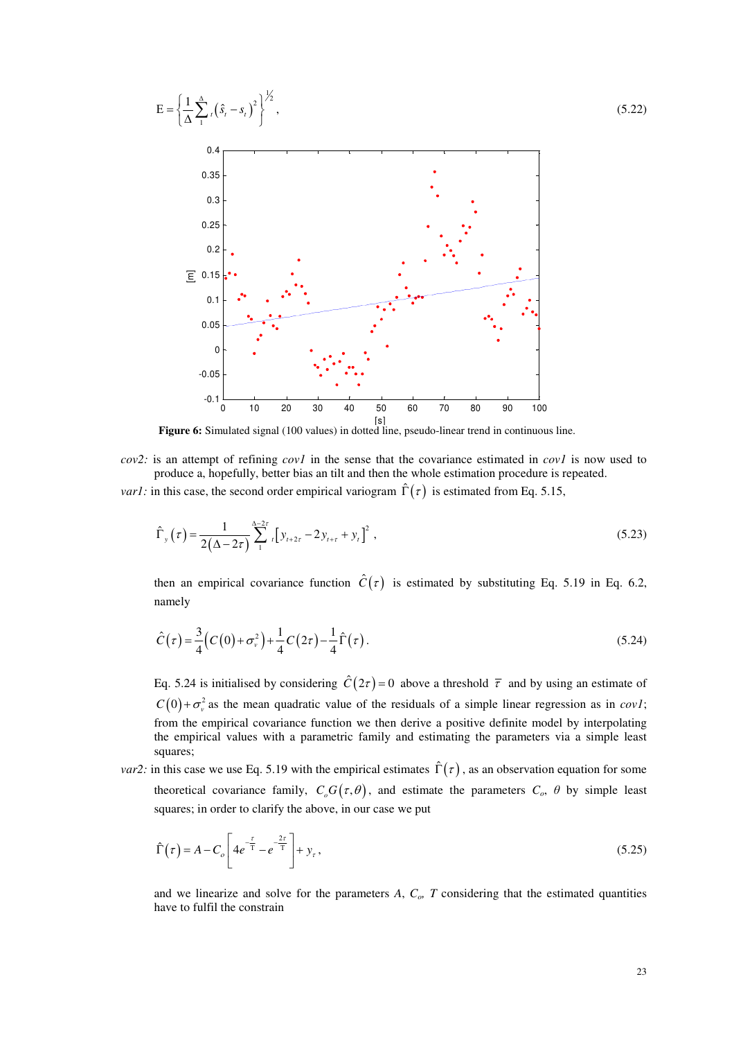$$\mathrm{E} = \left\{ \frac{1}{\Delta} \sum_{1}^{\Delta} {}_t \left( \hat{s}_t - s_t \right)^2 \right\}^{1/2}, \tag{5.22}$$

0.4
0.35
0.3
0.25
0.2
0.15
0.1
0.05
0
-0.05
-0.1
[m]
0 10 20 30 40 50 60 70 80 90 100
[s]

**Figure 6:** Simulated signal (100 values) in dotted line, pseudo-linear trend in continuous line.

*cov2:* is an attempt of refining *cov1* in the sense that the covariance estimated in *cov1* is now used to produce a, hopefully, better bias an tilt and then the whole estimation procedure is repeated.

*var1:* in this case, the second order empirical variogram $\hat{\Gamma}(\tau)$ is estimated from Eq. 5.15,

$$\hat{\Gamma}_y(\tau) = \frac{1}{2(\Delta - 2\tau)} \sum_{1}^{\Delta - 2\tau} {}_t \left[ y_{t+2\tau} - 2y_{t+\tau} + y_t \right]^2 , \tag{5.23}$$

then an empirical covariance function $\hat{C}(\tau)$ is estimated by substituting Eq. 5.19 in Eq. 6.2, namely

$$\hat{C}(\tau) = \frac{3}{4}\left( C(0) + \sigma_\nu^2 \right) + \frac{1}{4} C(2\tau) - \frac{1}{4} \hat{\Gamma}(\tau) . \tag{5.24}$$

Eq. 5.24 is initialised by considering $\hat{C}(2\tau) = 0$ above a threshold $\overline{\tau}$ and by using an estimate of $C(0) + \sigma_\nu^2$ as the mean quadratic value of the residuals of a simple linear regression as in *cov1*; from the empirical covariance function we then derive a positive definite model by interpolating the empirical values with a parametric family and estimating the parameters via a simple least squares;

*var2:* in this case we use Eq. 5.19 with the empirical estimates $\hat{\Gamma}(\tau)$, as an observation equation for some theoretical covariance family, $C_o G(\tau, \theta)$, and estimate the parameters $C_o$, $\theta$ by simple least squares; in order to clarify the above, in our case we put

$$\hat{\Gamma}(\tau) = A - C_o \left[ 4e^{-\frac{\tau}{\mathrm{T}}} - e^{-\frac{2\tau}{\mathrm{T}}} \right] + y_\tau , \tag{5.25}$$

and we linearize and solve for the parameters $A$, $C_o$, $T$ considering that the estimated quantities have to fulfil the constrain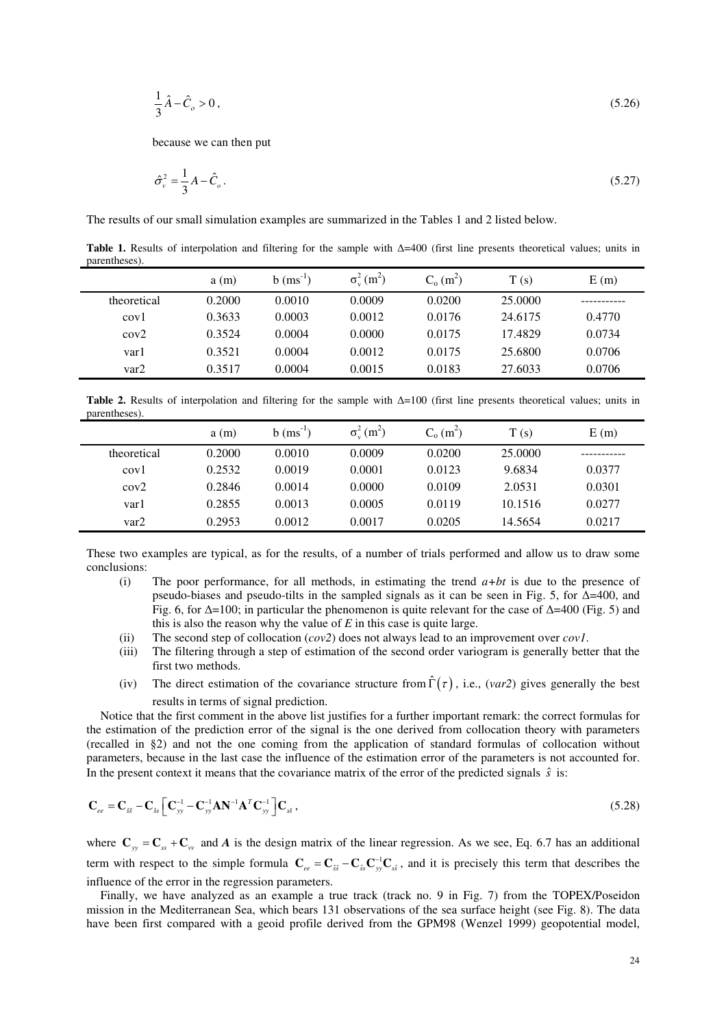$$\frac{1}{3}\hat{A} - \hat{C}_o > 0\,, \tag{5.26}$$

because we can then put

$$\hat{\sigma}_v^2 = \frac{1}{3}A - \hat{C}_o\,. \tag{5.27}$$

The results of our small simulation examples are summarized in the Tables 1 and 2 listed below.

**Table 1.** Results of interpolation and filtering for the sample with Δ=400 (first line presents theoretical values; units in parentheses).

| | a (m) | b (ms$^{-1}$) | $\sigma_v^2$ (m$^2$) | $C_o$ (m$^2$) | T (s) | E (m) |
|---|---|---|---|---|---|---|
| theoretical | 0.2000 | 0.0010 | 0.0009 | 0.0200 | 25.0000 | ----------- |
| cov1 | 0.3633 | 0.0003 | 0.0012 | 0.0176 | 24.6175 | 0.4770 |
| cov2 | 0.3524 | 0.0004 | 0.0000 | 0.0175 | 17.4829 | 0.0734 |
| var1 | 0.3521 | 0.0004 | 0.0012 | 0.0175 | 25.6800 | 0.0706 |
| var2 | 0.3517 | 0.0004 | 0.0015 | 0.0183 | 27.6033 | 0.0706 |

**Table 2.** Results of interpolation and filtering for the sample with Δ=100 (first line presents theoretical values; units in parentheses).

| | a (m) | b (ms$^{-1}$) | $\sigma_v^2$ (m$^2$) | $C_o$ (m$^2$) | T (s) | E (m) |
|---|---|---|---|---|---|---|
| theoretical | 0.2000 | 0.0010 | 0.0009 | 0.0200 | 25.0000 | ----------- |
| cov1 | 0.2532 | 0.0019 | 0.0001 | 0.0123 | 9.6834 | 0.0377 |
| cov2 | 0.2846 | 0.0014 | 0.0000 | 0.0109 | 2.0531 | 0.0301 |
| var1 | 0.2855 | 0.0013 | 0.0005 | 0.0119 | 10.1516 | 0.0277 |
| var2 | 0.2953 | 0.0012 | 0.0017 | 0.0205 | 14.5654 | 0.0217 |

These two examples are typical, as for the results, of a number of trials performed and allow us to draw some conclusions:

(i) The poor performance, for all methods, in estimating the trend $a+bt$ is due to the presence of pseudo-biases and pseudo-tilts in the sampled signals as it can be seen in Fig. 5, for Δ=400, and Fig. 6, for Δ=100; in particular the phenomenon is quite relevant for the case of Δ=400 (Fig. 5) and this is also the reason why the value of $E$ in this case is quite large.

(ii) The second step of collocation (*cov2*) does not always lead to an improvement over *cov1*.

(iii) The filtering through a step of estimation of the second order variogram is generally better that the first two methods.

(iv) The direct estimation of the covariance structure from $\hat{\Gamma}(\tau)$, i.e., (*var2*) gives generally the best results in terms of signal prediction.

Notice that the first comment in the above list justifies for a further important remark: the correct formulas for the estimation of the prediction error of the signal is the one derived from collocation theory with parameters (recalled in §2) and not the one coming from the application of standard formulas of collocation without parameters, because in the last case the influence of the estimation error of the parameters is not accounted for. In the present context it means that the covariance matrix of the error of the predicted signals $\hat{s}$ is:

$$\mathbf{C}_{ee} = \mathbf{C}_{\hat{s}\hat{s}} - \mathbf{C}_{\hat{s}s}\left[\mathbf{C}_{yy}^{-1} - \mathbf{C}_{yy}^{-1}\mathbf{A}\mathbf{N}^{-1}\mathbf{A}^T\mathbf{C}_{yy}^{-1}\right]\mathbf{C}_{s\hat{s}}\,, \tag{5.28}$$

where $\mathbf{C}_{yy} = \mathbf{C}_{ss} + \mathbf{C}_{vv}$ and $\boldsymbol{A}$ is the design matrix of the linear regression. As we see, Eq. 6.7 has an additional term with respect to the simple formula $\mathbf{C}_{ee} = \mathbf{C}_{\hat{s}\hat{s}} - \mathbf{C}_{\hat{s}s}\mathbf{C}_{yy}^{-1}\mathbf{C}_{s\hat{s}}$, and it is precisely this term that describes the influence of the error in the regression parameters.

Finally, we have analyzed as an example a true track (track no. 9 in Fig. 7) from the TOPEX/Poseidon mission in the Mediterranean Sea, which bears 131 observations of the sea surface height (see Fig. 8). The data have been first compared with a geoid profile derived from the GPM98 (Wenzel 1999) geopotential model,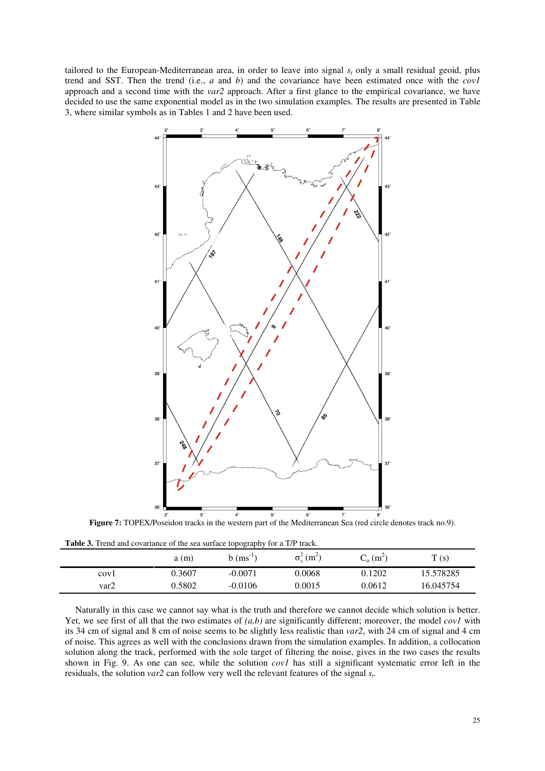tailored to the European-Mediterranean area, in order to leave into signal $s_t$ only a small residual geoid, plus trend and SST. Then the trend (i.e., *a* and *b*) and the covariance have been estimated once with the *cov1* approach and a second time with the *var2* approach. After a first glance to the empirical covariance, we have decided to use the same exponential model as in the two simulation examples. The results are presented in Table 3, where similar symbols as in Tables 1 and 2 have been used.

2° 3° 4° 5° 6° 7° 8°
44° 43° 42° 41° 40° 39° 38° 37° 36°
187
146
222
9
70
85
248

**Figure 7:** TOPEX/Poseidon tracks in the western part of the Mediterranean Sea (red circle denotes track no.9).

**Table 3.** Trend and covariance of the sea surface topography for a T/P track.

| | a (m) | b (ms$^{-1}$) | $\sigma_\nu^2$ (m$^2$) | $C_o$ (m$^2$) | T (s) |
|---|---|---|---|---|---|
| cov1 | 0.3607 | -0.0071 | 0.0068 | 0.1202 | 15.578285 |
| var2 | 0.5802 | -0.0106 | 0.0015 | 0.0612 | 16.045754 |

Naturally in this case we cannot say what is the truth and therefore we cannot decide which solution is better. Yet, we see first of all that the two estimates of *(a,b)* are significantly different; moreover, the model *cov1* with its 34 cm of signal and 8 cm of noise seems to be slightly less realistic than *var2*, with 24 cm of signal and 4 cm of noise. This agrees as well with the conclusions drawn from the simulation examples. In addition, a collocation solution along the track, performed with the sole target of filtering the noise, gives in the two cases the results shown in Fig. 9. As one can see, while the solution *cov1* has still a significant systematic error left in the residuals, the solution *var2* can follow very well the relevant features of the signal $s_t$.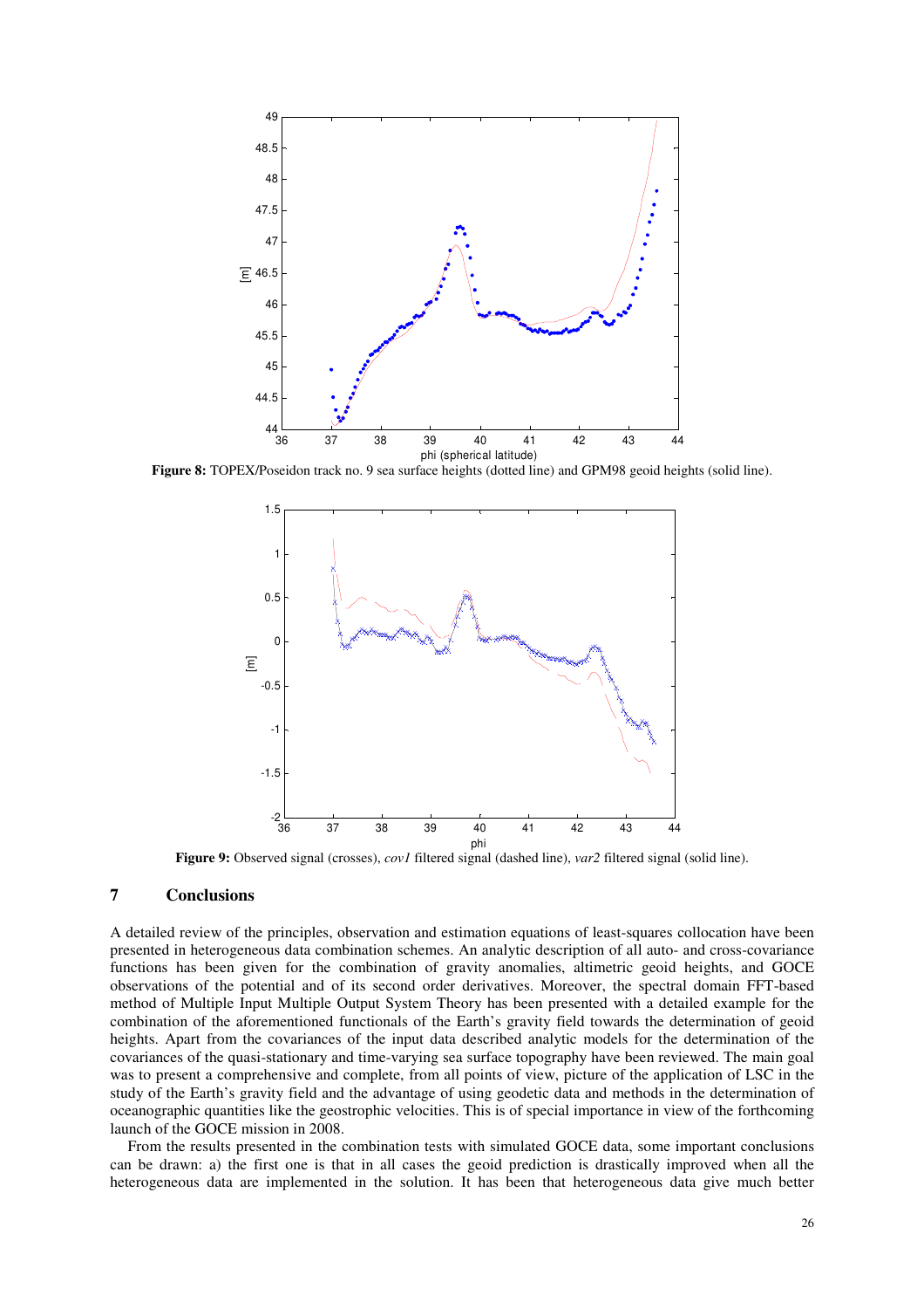49
48.5
48
47.5
47
46.5
46
45.5
45
44.5
44
[m]
36 37 38 39 40 41 42 43 44
phi (spherical latitude)

**Figure 8:** TOPEX/Poseidon track no. 9 sea surface heights (dotted line) and GPM98 geoid heights (solid line).

1.5
1
0.5
0
-0.5
-1
-1.5
-2
[m]
36 37 38 39 40 41 42 43 44
phi

**Figure 9:** Observed signal (crosses), *cov1* filtered signal (dashed line), *var2* filtered signal (solid line).

## 7 Conclusions

A detailed review of the principles, observation and estimation equations of least-squares collocation have been presented in heterogeneous data combination schemes. An analytic description of all auto- and cross-covariance functions has been given for the combination of gravity anomalies, altimetric geoid heights, and GOCE observations of the potential and of its second order derivatives. Moreover, the spectral domain FFT-based method of Multiple Input Multiple Output System Theory has been presented with a detailed example for the combination of the aforementioned functionals of the Earth's gravity field towards the determination of geoid heights. Apart from the covariances of the input data described analytic models for the determination of the covariances of the quasi-stationary and time-varying sea surface topography have been reviewed. The main goal was to present a comprehensive and complete, from all points of view, picture of the application of LSC in the study of the Earth's gravity field and the advantage of using geodetic data and methods in the determination of oceanographic quantities like the geostrophic velocities. This is of special importance in view of the forthcoming launch of the GOCE mission in 2008.

From the results presented in the combination tests with simulated GOCE data, some important conclusions can be drawn: a) the first one is that in all cases the geoid prediction is drastically improved when all the heterogeneous data are implemented in the solution. It has been that heterogeneous data give much better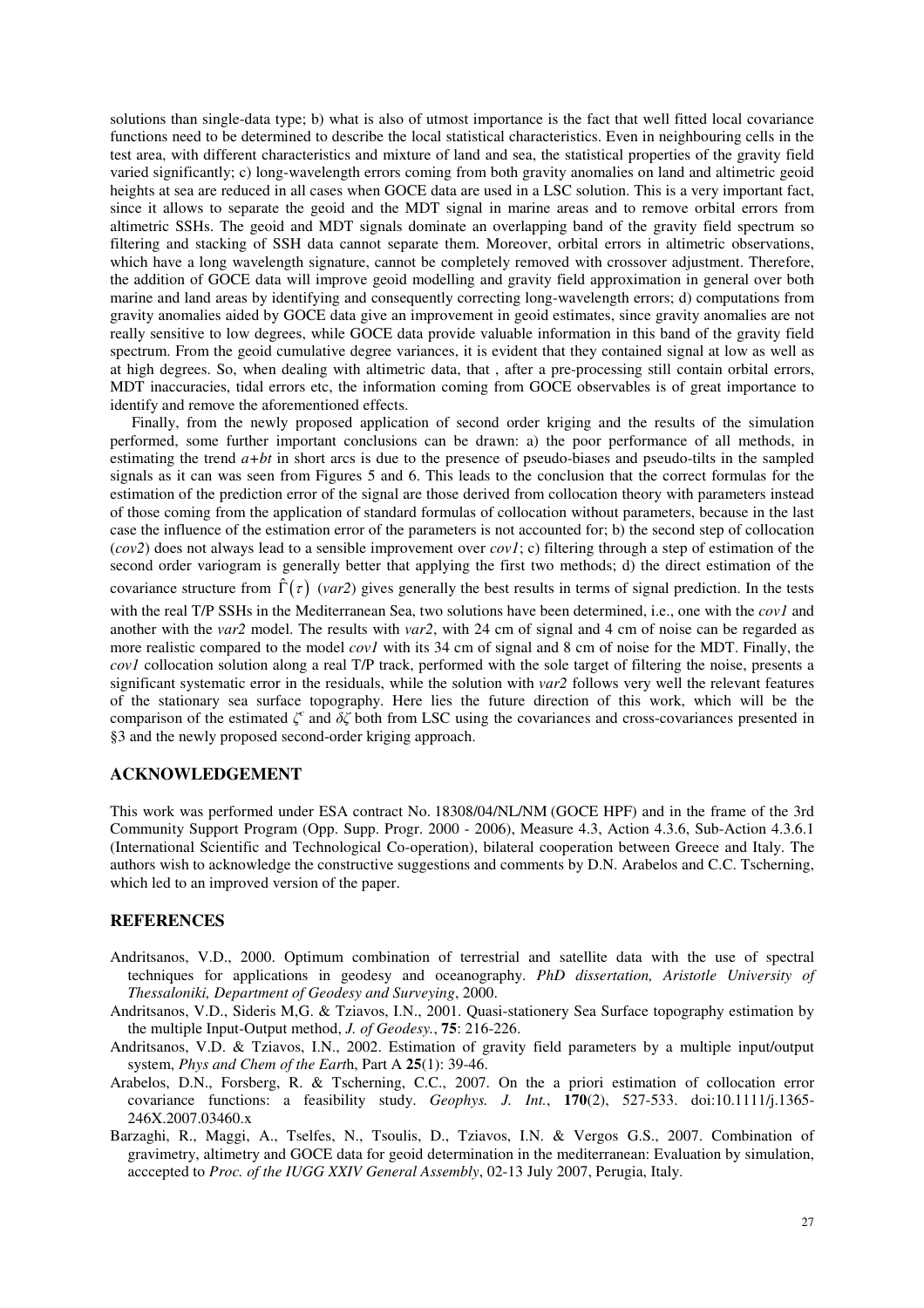solutions than single-data type; b) what is also of utmost importance is the fact that well fitted local covariance functions need to be determined to describe the local statistical characteristics. Even in neighbouring cells in the test area, with different characteristics and mixture of land and sea, the statistical properties of the gravity field varied significantly; c) long-wavelength errors coming from both gravity anomalies on land and altimetric geoid heights at sea are reduced in all cases when GOCE data are used in a LSC solution. This is a very important fact, since it allows to separate the geoid and the MDT signal in marine areas and to remove orbital errors from altimetric SSHs. The geoid and MDT signals dominate an overlapping band of the gravity field spectrum so filtering and stacking of SSH data cannot separate them. Moreover, orbital errors in altimetric observations, which have a long wavelength signature, cannot be completely removed with crossover adjustment. Therefore, the addition of GOCE data will improve geoid modelling and gravity field approximation in general over both marine and land areas by identifying and consequently correcting long-wavelength errors; d) computations from gravity anomalies aided by GOCE data give an improvement in geoid estimates, since gravity anomalies are not really sensitive to low degrees, while GOCE data provide valuable information in this band of the gravity field spectrum. From the geoid cumulative degree variances, it is evident that they contained signal at low as well as at high degrees. So, when dealing with altimetric data, that , after a pre-processing still contain orbital errors, MDT inaccuracies, tidal errors etc, the information coming from GOCE observables is of great importance to identify and remove the aforementioned effects.

Finally, from the newly proposed application of second order kriging and the results of the simulation performed, some further important conclusions can be drawn: a) the poor performance of all methods, in estimating the trend $a+bt$ in short arcs is due to the presence of pseudo-biases and pseudo-tilts in the sampled signals as it can was seen from Figures 5 and 6. This leads to the conclusion that the correct formulas for the estimation of the prediction error of the signal are those derived from collocation theory with parameters instead of those coming from the application of standard formulas of collocation without parameters, because in the last case the influence of the estimation error of the parameters is not accounted for; b) the second step of collocation (*cov2*) does not always lead to a sensible improvement over *cov1*; c) filtering through a step of estimation of the second order variogram is generally better that applying the first two methods; d) the direct estimation of the covariance structure from $\hat{\Gamma}(\tau)$ (*var2*) gives generally the best results in terms of signal prediction. In the tests with the real T/P SSHs in the Mediterranean Sea, two solutions have been determined, i.e., one with the *cov1* and another with the *var2* model. The results with *var2*, with 24 cm of signal and 4 cm of noise can be regarded as more realistic compared to the model *cov1* with its 34 cm of signal and 8 cm of noise for the MDT. Finally, the *cov1* collocation solution along a real T/P track, performed with the sole target of filtering the noise, presents a significant systematic error in the residuals, while the solution with *var2* follows very well the relevant features of the stationary sea surface topography. Here lies the future direction of this work, which will be the comparison of the estimated $\zeta^c$ and $\delta\zeta$ both from LSC using the covariances and cross-covariances presented in §3 and the newly proposed second-order kriging approach.

## ACKNOWLEDGEMENT

This work was performed under ESA contract No. 18308/04/NL/NM (GOCE HPF) and in the frame of the 3rd Community Support Program (Opp. Supp. Progr. 2000 - 2006), Measure 4.3, Action 4.3.6, Sub-Action 4.3.6.1 (International Scientific and Technological Co-operation), bilateral cooperation between Greece and Italy. The authors wish to acknowledge the constructive suggestions and comments by D.N. Arabelos and C.C. Tscherning, which led to an improved version of the paper.

## REFERENCES

Andritsanos, V.D., 2000. Optimum combination of terrestrial and satellite data with the use of spectral techniques for applications in geodesy and oceanography. *PhD dissertation, Aristotle University of Thessaloniki, Department of Geodesy and Surveying*, 2000.

Andritsanos, V.D., Sideris M,G. & Tziavos, I.N., 2001. Quasi-stationery Sea Surface topography estimation by the multiple Input-Output method, *J. of Geodesy.*, **75**: 216-226.

Andritsanos, V.D. & Tziavos, I.N., 2002. Estimation of gravity field parameters by a multiple input/output system, *Phys and Chem of the Earth*, Part A **25**(1): 39-46.

Arabelos, D.N., Forsberg, R. & Tscherning, C.C., 2007. On the a priori estimation of collocation error covariance functions: a feasibility study. *Geophys. J. Int.*, **170**(2), 527-533. doi:10.1111/j.1365-246X.2007.03460.x

Barzaghi, R., Maggi, A., Tselfes, N., Tsoulis, D., Tziavos, I.N. & Vergos G.S., 2007. Combination of gravimetry, altimetry and GOCE data for geoid determination in the mediterranean: Evaluation by simulation, acccepted to *Proc. of the IUGG XXIV General Assembly*, 02-13 July 2007, Perugia, Italy.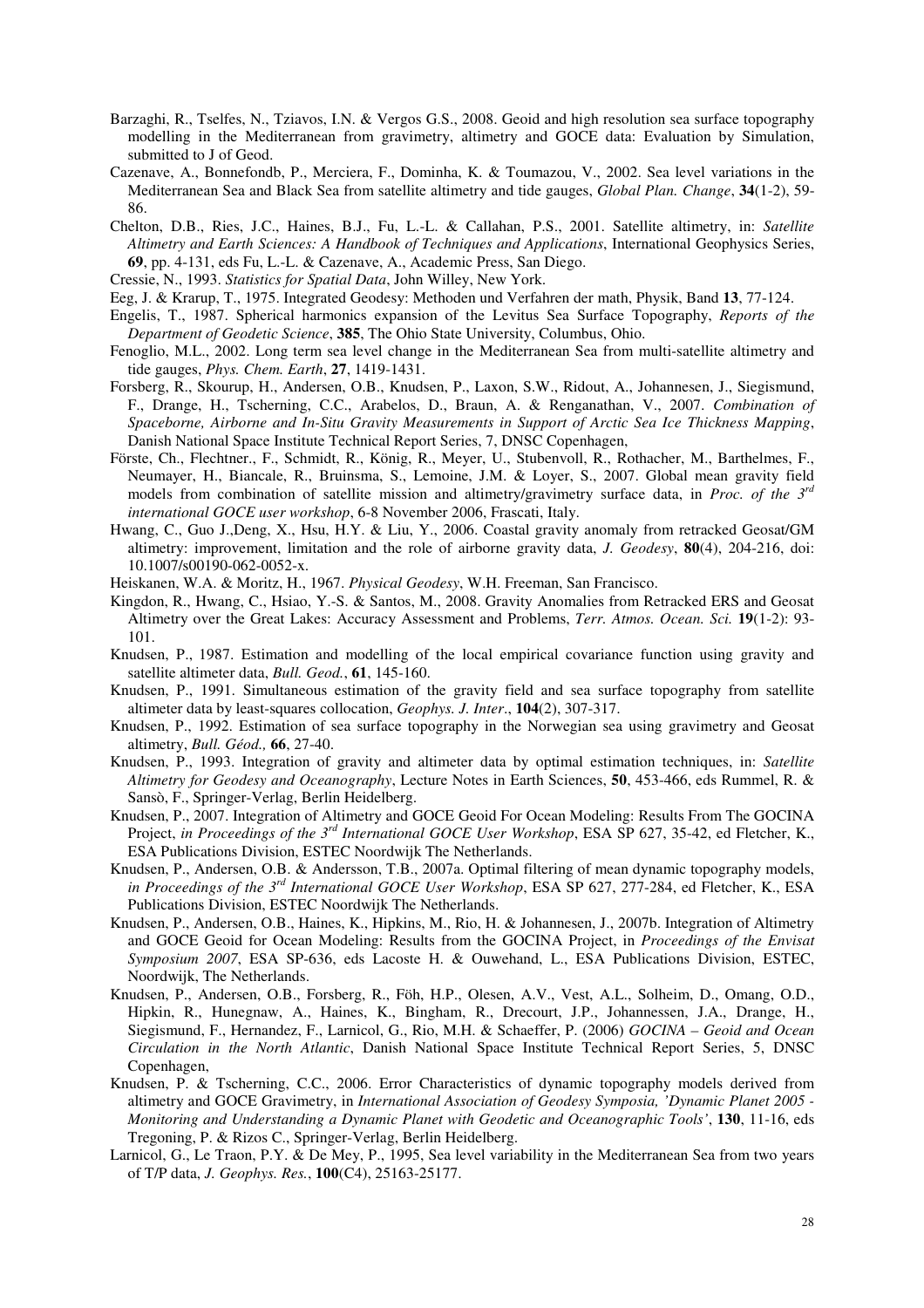Barzaghi, R., Tselfes, N., Tziavos, I.N. & Vergos G.S., 2008. Geoid and high resolution sea surface topography modelling in the Mediterranean from gravimetry, altimetry and GOCE data: Evaluation by Simulation, submitted to J of Geod.

Cazenave, A., Bonnefondb, P., Merciera, F., Dominha, K. & Toumazou, V., 2002. Sea level variations in the Mediterranean Sea and Black Sea from satellite altimetry and tide gauges, *Global Plan. Change*, **34**(1-2), 59-86.

Chelton, D.B., Ries, J.C., Haines, B.J., Fu, L.-L. & Callahan, P.S., 2001. Satellite altimetry, in: *Satellite Altimetry and Earth Sciences: A Handbook of Techniques and Applications*, International Geophysics Series, **69**, pp. 4-131, eds Fu, L.-L. & Cazenave, A., Academic Press, San Diego.

Cressie, N., 1993. *Statistics for Spatial Data*, John Willey, New York.

Eeg, J. & Krarup, T., 1975. Integrated Geodesy: Methoden und Verfahren der math, Physik, Band **13**, 77-124.

Engelis, T., 1987. Spherical harmonics expansion of the Levitus Sea Surface Topography, *Reports of the Department of Geodetic Science*, **385**, The Ohio State University, Columbus, Ohio.

Fenoglio, M.L., 2002. Long term sea level change in the Mediterranean Sea from multi-satellite altimetry and tide gauges, *Phys. Chem. Earth*, **27**, 1419-1431.

Forsberg, R., Skourup, H., Andersen, O.B., Knudsen, P., Laxon, S.W., Ridout, A., Johannesen, J., Siegismund, F., Drange, H., Tscherning, C.C., Arabelos, D., Braun, A. & Renganathan, V., 2007. *Combination of Spaceborne, Airborne and In-Situ Gravity Measurements in Support of Arctic Sea Ice Thickness Mapping*, Danish National Space Institute Technical Report Series, 7, DNSC Copenhagen,

Förste, Ch., Flechtner., F., Schmidt, R., König, R., Meyer, U., Stubenvoll, R., Rothacher, M., Barthelmes, F., Neumayer, H., Biancale, R., Bruinsma, S., Lemoine, J.M. & Loyer, S., 2007. Global mean gravity field models from combination of satellite mission and altimetry/gravimetry surface data, in *Proc. of the 3rd international GOCE user workshop*, 6-8 November 2006, Frascati, Italy.

Hwang, C., Guo J.,Deng, X., Hsu, H.Y. & Liu, Y., 2006. Coastal gravity anomaly from retracked Geosat/GM altimetry: improvement, limitation and the role of airborne gravity data, *J. Geodesy*, **80**(4), 204-216, doi: 10.1007/s00190-062-0052-x.

Heiskanen, W.A. & Moritz, H., 1967. *Physical Geodesy*, W.H. Freeman, San Francisco.

Kingdon, R., Hwang, C., Hsiao, Y.-S. & Santos, M., 2008. Gravity Anomalies from Retracked ERS and Geosat Altimetry over the Great Lakes: Accuracy Assessment and Problems, *Terr. Atmos. Ocean. Sci.* **19**(1-2): 93-101.

Knudsen, P., 1987. Estimation and modelling of the local empirical covariance function using gravity and satellite altimeter data, *Bull. Geod.*, **61**, 145-160.

Knudsen, P., 1991. Simultaneous estimation of the gravity field and sea surface topography from satellite altimeter data by least-squares collocation, *Geophys. J. Inter*., **104**(2), 307-317.

Knudsen, P., 1992. Estimation of sea surface topography in the Norwegian sea using gravimetry and Geosat altimetry, *Bull. Géod.,* **66**, 27-40.

Knudsen, P., 1993. Integration of gravity and altimeter data by optimal estimation techniques, in: *Satellite Altimetry for Geodesy and Oceanography*, Lecture Notes in Earth Sciences, **50**, 453-466, eds Rummel, R. & Sansò, F., Springer-Verlag, Berlin Heidelberg.

Knudsen, P., 2007. Integration of Altimetry and GOCE Geoid For Ocean Modeling: Results From The GOCINA Project, *in Proceedings of the 3rd International GOCE User Workshop*, ESA SP 627, 35-42, ed Fletcher, K., ESA Publications Division, ESTEC Noordwijk The Netherlands.

Knudsen, P., Andersen, O.B. & Andersson, T.B., 2007a. Optimal filtering of mean dynamic topography models, *in Proceedings of the 3rd International GOCE User Workshop*, ESA SP 627, 277-284, ed Fletcher, K., ESA Publications Division, ESTEC Noordwijk The Netherlands.

Knudsen, P., Andersen, O.B., Haines, K., Hipkins, M., Rio, H. & Johannesen, J., 2007b. Integration of Altimetry and GOCE Geoid for Ocean Modeling: Results from the GOCINA Project, in *Proceedings of the Envisat Symposium 2007*, ESA SP-636, eds Lacoste H. & Ouwehand, L., ESA Publications Division, ESTEC, Noordwijk, The Netherlands.

Knudsen, P., Andersen, O.B., Forsberg, R., Föh, H.P., Olesen, A.V., Vest, A.L., Solheim, D., Omang, O.D., Hipkin, R., Hunegnaw, A., Haines, K., Bingham, R., Drecourt, J.P., Johannessen, J.A., Drange, H., Siegismund, F., Hernandez, F., Larnicol, G., Rio, M.H. & Schaeffer, P. (2006) *GOCINA – Geoid and Ocean Circulation in the North Atlantic*, Danish National Space Institute Technical Report Series, 5, DNSC Copenhagen,

Knudsen, P. & Tscherning, C.C., 2006. Error Characteristics of dynamic topography models derived from altimetry and GOCE Gravimetry, in *International Association of Geodesy Symposia, 'Dynamic Planet 2005 - Monitoring and Understanding a Dynamic Planet with Geodetic and Oceanographic Tools'*, **130**, 11-16, eds Tregoning, P. & Rizos C., Springer-Verlag, Berlin Heidelberg.

Larnicol, G., Le Traon, P.Y. & De Mey, P., 1995, Sea level variability in the Mediterranean Sea from two years of T/P data, *J. Geophys. Res.*, **100**(C4), 25163-25177.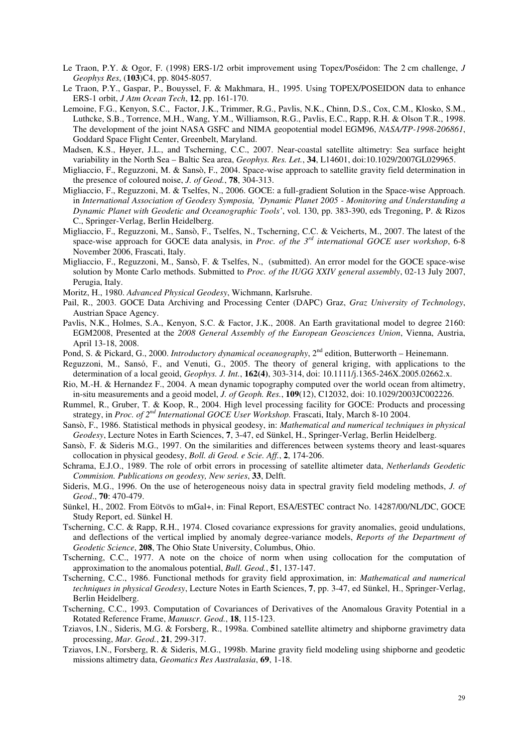Le Traon, P.Y. & Ogor, F. (1998) ERS-1/2 orbit improvement using Topex/Poséidon: The 2 cm challenge, *J Geophys Res*, (**103**)C4, pp. 8045-8057.

Le Traon, P.Y., Gaspar, P., Bouyssel, F. & Makhmara, H., 1995. Using TOPEX/POSEIDON data to enhance ERS-1 orbit, *J Atm Ocean Tech*, **12**, pp. 161-170.

Lemoine, F.G., Kenyon, S.C., Factor, J.K., Trimmer, R.G., Pavlis, N.K., Chinn, D.S., Cox, C.M., Klosko, S.M., Luthcke, S.B., Torrence, M.H., Wang, Y.M., Williamson, R.G., Pavlis, E.C., Rapp, R.H. & Olson T.R., 1998. The development of the joint NASA GSFC and NIMA geopotential model EGM96, *NASA/TP-1998-206861*, Goddard Space Flight Center, Greenbelt, Maryland.

Madsen, K.S., Høyer, J.L., and Tscherning, C.C., 2007. Near-coastal satellite altimetry: Sea surface height variability in the North Sea – Baltic Sea area, *Geophys. Res. Let.*, **34**, L14601, doi:10.1029/2007GL029965.

Migliaccio, F., Reguzzoni, M. & Sansò, F., 2004. Space-wise approach to satellite gravity field determination in the presence of coloured noise, *J. of Geod.*, **78**, 304-313.

Migliaccio, F., Reguzzoni, M. & Tselfes, N., 2006. GOCE: a full-gradient Solution in the Space-wise Approach. in *International Association of Geodesy Symposia, 'Dynamic Planet 2005 - Monitoring and Understanding a Dynamic Planet with Geodetic and Oceanographic Tools'*, vol. 130, pp. 383-390, eds Tregoning, P. & Rizos C., Springer-Verlag, Berlin Heidelberg.

Migliaccio, F., Reguzzoni, M., Sansò, F., Tselfes, N., Tscherning, C.C. & Veicherts, M., 2007. The latest of the space-wise approach for GOCE data analysis, in *Proc. of the 3rd international GOCE user workshop*, 6-8 November 2006, Frascati, Italy.

Migliaccio, F., Reguzzoni, M., Sansò, F. & Tselfes, N., (submitted). An error model for the GOCE space-wise solution by Monte Carlo methods. Submitted to *Proc. of the IUGG XXIV general assembly*, 02-13 July 2007, Perugia, Italy.

Moritz, H., 1980. *Advanced Physical Geodesy*, Wichmann, Karlsruhe.

Pail, R., 2003. GOCE Data Archiving and Processing Center (DAPC) Graz, *Graz University of Technology*, Austrian Space Agency.

Pavlis, N.K., Holmes, S.A., Kenyon, S.C. & Factor, J.K., 2008. An Earth gravitational model to degree 2160: EGM2008, Presented at the *2008 General Assembly of the European Geosciences Union*, Vienna, Austria, April 13-18, 2008.

Pond, S. & Pickard, G., 2000. *Introductory dynamical oceanography*, 2nd edition, Butterworth – Heinemann.

Reguzzoni, M., Sansó, F., and Venuti, G., 2005. The theory of general kriging, with applications to the determination of a local geoid, *Geophys. J. Int.*, **162(4)**, 303-314, doi: 10.1111/j.1365-246X.2005.02662.x.

Rio, M.-H. & Hernandez F., 2004. A mean dynamic topography computed over the world ocean from altimetry, in-situ measurements and a geoid model, *J. of Geoph. Res.*, **109**(12), C12032, doi: 10.1029/2003JC002226.

Rummel, R., Gruber, T. & Koop, R., 2004. High level processing facility for GOCE: Products and processing strategy, in *Proc. of 2nd International GOCE User Workshop.* Frascati, Italy, March 8-10 2004.

Sansò, F., 1986. Statistical methods in physical geodesy, in: *Mathematical and numerical techniques in physical Geodesy*, Lecture Notes in Earth Sciences, **7**, 3-47, ed Sünkel, H., Springer-Verlag, Berlin Heidelberg.

Sansò, F. & Sideris M.G., 1997. On the similarities and differences between systems theory and least-squares collocation in physical geodesy, *Boll. di Geod. e Scie. Aff.*, **2**, 174-206.

Schrama, E.J.O., 1989. The role of orbit errors in processing of satellite altimeter data, *Netherlands Geodetic Commision. Publications on geodesy, New series*, **33**, Delft.

Sideris, M.G., 1996. On the use of heterogeneous noisy data in spectral gravity field modeling methods, *J. of Geod*., **70**: 470-479.

Sünkel, H., 2002. From Eötvös to mGal+, in: Final Report, ESA/ESTEC contract No. 14287/00/NL/DC, GOCE Study Report, ed. Sünkel H.

Tscherning, C.C. & Rapp, R.H., 1974. Closed covariance expressions for gravity anomalies, geoid undulations, and deflections of the vertical implied by anomaly degree-variance models, *Reports of the Department of Geodetic Science*, **208**, The Ohio State University, Columbus, Ohio.

Tscherning, C.C., 1977. A note on the choice of norm when using collocation for the computation of approximation to the anomalous potential, *Bull. Geod.*, **5**1, 137-147.

Tscherning, C.C., 1986. Functional methods for gravity field approximation, in: *Mathematical and numerical techniques in physical Geodesy*, Lecture Notes in Earth Sciences, **7**, pp. 3-47, ed Sünkel, H., Springer-Verlag, Berlin Heidelberg.

Tscherning, C.C., 1993. Computation of Covariances of Derivatives of the Anomalous Gravity Potential in a Rotated Reference Frame, *Manuscr. Geod.*, **18**, 115-123.

Tziavos, I.N., Sideris, M.G. & Forsberg, R., 1998a. Combined satellite altimetry and shipborne gravimetry data processing, *Mar. Geod.*, **21**, 299-317.

Tziavos, I.N., Forsberg, R. & Sideris, M.G., 1998b. Marine gravity field modeling using shipborne and geodetic missions altimetry data, *Geomatics Res Australasia*, **69**, 1-18.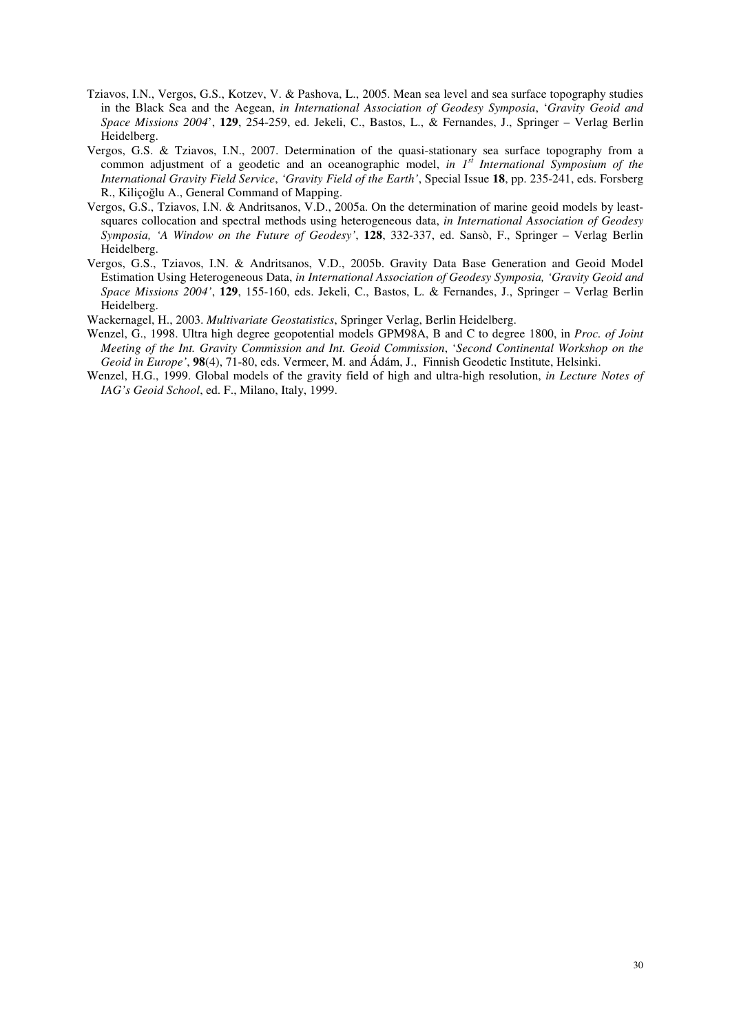Tziavos, I.N., Vergos, G.S., Kotzev, V. & Pashova, L., 2005. Mean sea level and sea surface topography studies in the Black Sea and the Aegean, *in International Association of Geodesy Symposia*, '*Gravity Geoid and Space Missions 2004*', **129**, 254-259, ed. Jekeli, C., Bastos, L., & Fernandes, J., Springer – Verlag Berlin Heidelberg.

Vergos, G.S. & Tziavos, I.N., 2007. Determination of the quasi-stationary sea surface topography from a common adjustment of a geodetic and an oceanographic model, *in 1st International Symposium of the International Gravity Field Service*, *'Gravity Field of the Earth'*, Special Issue **18**, pp. 235-241, eds. Forsberg R., Kiliçoğlu A., General Command of Mapping.

Vergos, G.S., Tziavos, I.N. & Andritsanos, V.D., 2005a. On the determination of marine geoid models by least-squares collocation and spectral methods using heterogeneous data, *in International Association of Geodesy Symposia, 'A Window on the Future of Geodesy'*, **128**, 332-337, ed. Sansò, F., Springer – Verlag Berlin Heidelberg.

Vergos, G.S., Tziavos, I.N. & Andritsanos, V.D., 2005b. Gravity Data Base Generation and Geoid Model Estimation Using Heterogeneous Data, *in International Association of Geodesy Symposia, 'Gravity Geoid and Space Missions 2004'*, **129**, 155-160, eds. Jekeli, C., Bastos, L. & Fernandes, J., Springer – Verlag Berlin Heidelberg.

Wackernagel, H., 2003. *Multivariate Geostatistics*, Springer Verlag, Berlin Heidelberg.

Wenzel, G., 1998. Ultra high degree geopotential models GPM98A, B and C to degree 1800, in *Proc. of Joint Meeting of the Int. Gravity Commission and Int. Geoid Commission*, '*Second Continental Workshop on the Geoid in Europe'*, **98**(4), 71-80, eds. Vermeer, M. and Ádám, J., Finnish Geodetic Institute, Helsinki.

Wenzel, H.G., 1999. Global models of the gravity field of high and ultra-high resolution, *in Lecture Notes of IAG's Geoid School*, ed. F., Milano, Italy, 1999.